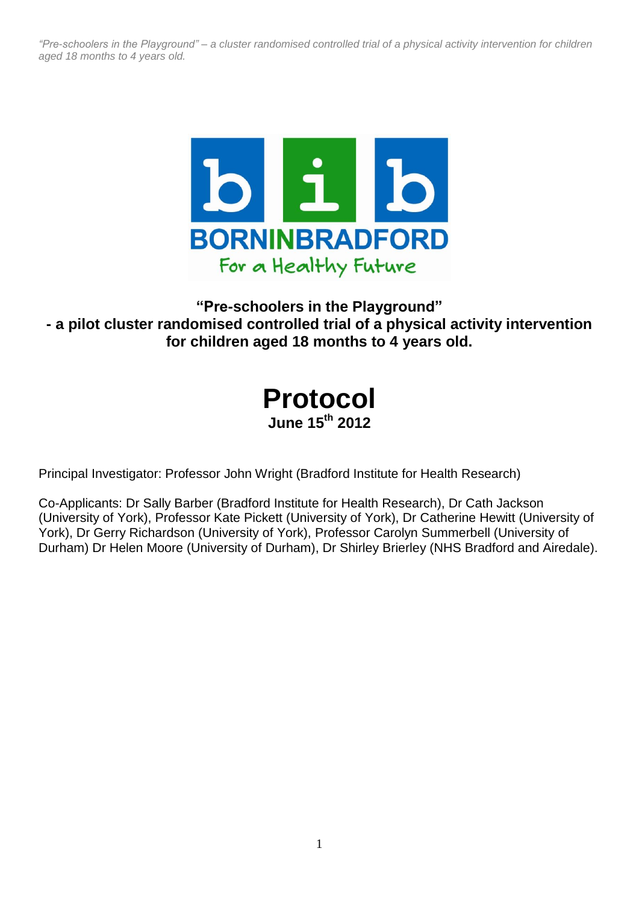BORNINBRADFORD

For a Healthy Future

**"Pre-schoolers in the Playground"**
**- a pilot cluster randomised controlled trial of a physical activity intervention for children aged 18 months to 4 years old.**

# Protocol

**June 15th 2012**

Principal Investigator: Professor John Wright (Bradford Institute for Health Research)

Co-Applicants: Dr Sally Barber (Bradford Institute for Health Research), Dr Cath Jackson (University of York), Professor Kate Pickett (University of York), Dr Catherine Hewitt (University of York), Dr Gerry Richardson (University of York), Professor Carolyn Summerbell (University of Durham) Dr Helen Moore (University of Durham), Dr Shirley Brierley (NHS Bradford and Airedale).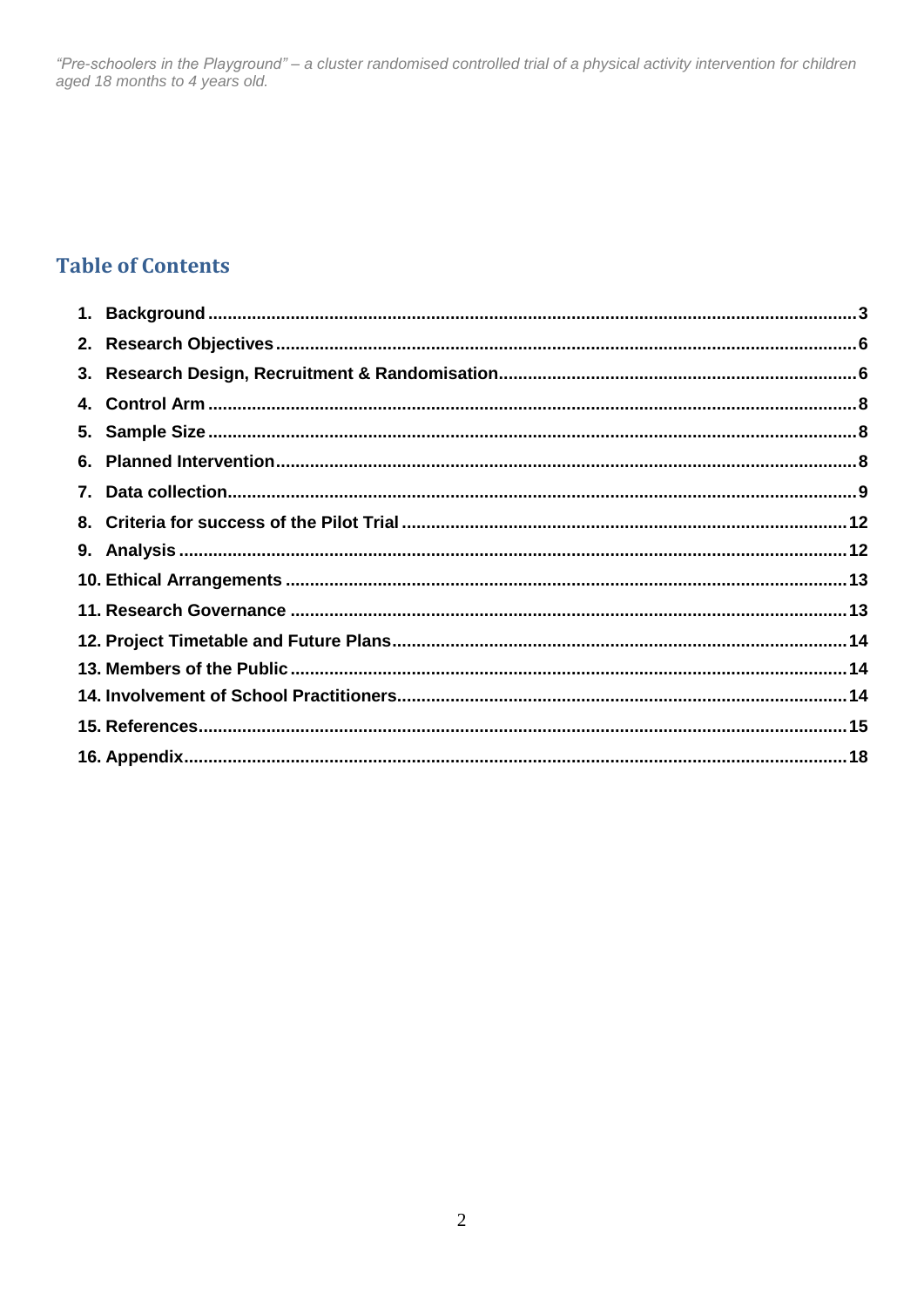## Table of Contents

1. Background ........ 3
2. Research Objectives ........ 6
3. Research Design, Recruitment & Randomisation ........ 6
4. Control Arm ........ 8
5. Sample Size ........ 8
6. Planned Intervention ........ 8
7. Data collection ........ 9
8. Criteria for success of the Pilot Trial ........ 12
9. Analysis ........ 12
10. Ethical Arrangements ........ 13
11. Research Governance ........ 13
12. Project Timetable and Future Plans ........ 14
13. Members of the Public ........ 14
14. Involvement of School Practitioners ........ 14
15. References ........ 15
16. Appendix ........ 18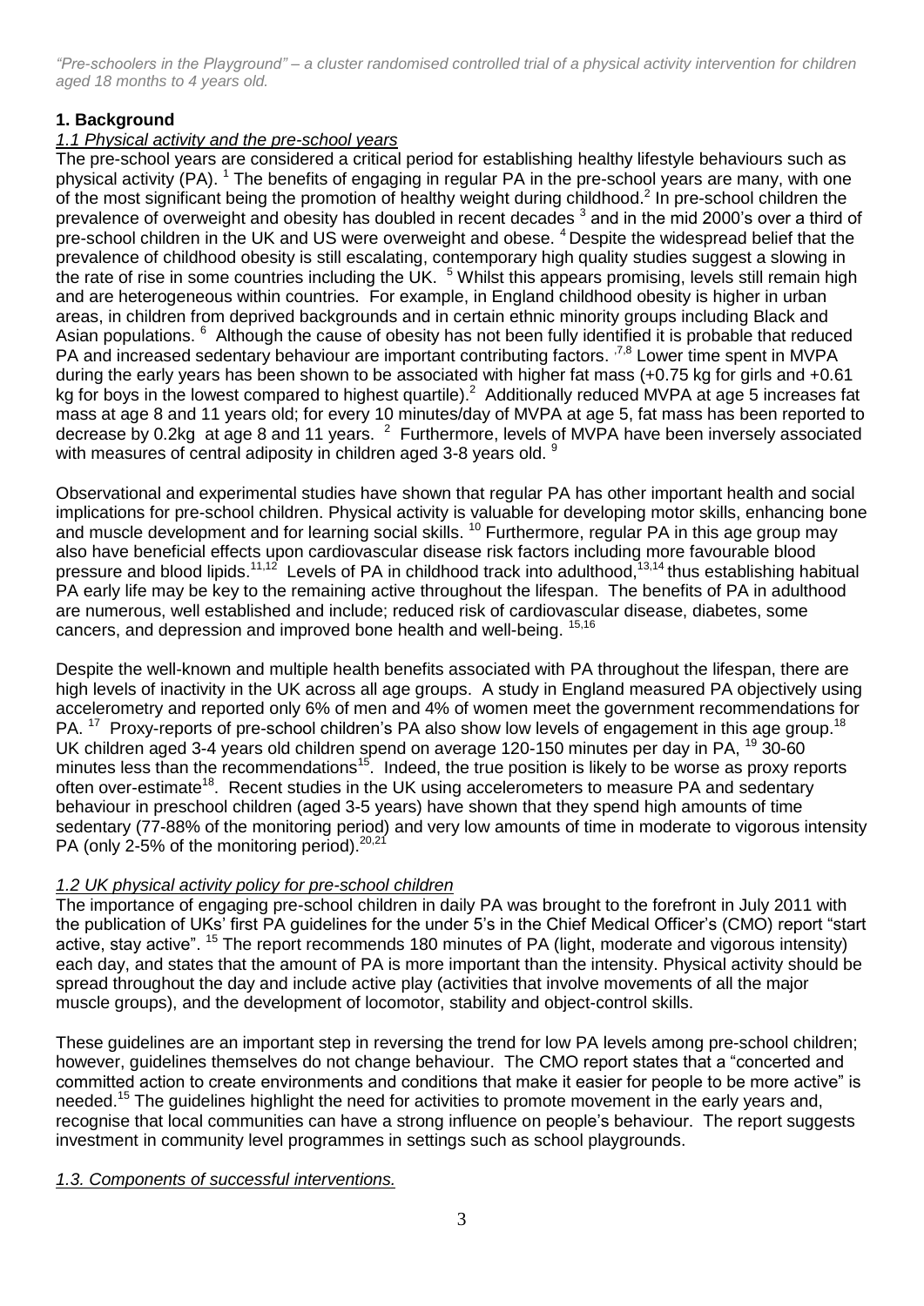*"Pre-schoolers in the Playground" – a cluster randomised controlled trial of a physical activity intervention for children aged 18 months to 4 years old.*

## 1. Background

### *1.1 Physical activity and the pre-school years*

The pre-school years are considered a critical period for establishing healthy lifestyle behaviours such as physical activity (PA). [1] The benefits of engaging in regular PA in the pre-school years are many, with one of the most significant being the promotion of healthy weight during childhood.[2] In pre-school children the prevalence of overweight and obesity has doubled in recent decades [3] and in the mid 2000's over a third of pre-school children in the UK and US were overweight and obese. [4] Despite the widespread belief that the prevalence of childhood obesity is still escalating, contemporary high quality studies suggest a slowing in the rate of rise in some countries including the UK. [5] Whilst this appears promising, levels still remain high and are heterogeneous within countries. For example, in England childhood obesity is higher in urban areas, in children from deprived backgrounds and in certain ethnic minority groups including Black and Asian populations. [6] Although the cause of obesity has not been fully identified it is probable that reduced PA and increased sedentary behaviour are important contributing factors. [,7,8] Lower time spent in MVPA during the early years has been shown to be associated with higher fat mass (+0.75 kg for girls and +0.61 kg for boys in the lowest compared to highest quartile).[2] Additionally reduced MVPA at age 5 increases fat mass at age 8 and 11 years old; for every 10 minutes/day of MVPA at age 5, fat mass has been reported to decrease by 0.2kg at age 8 and 11 years. [2] Furthermore, levels of MVPA have been inversely associated with measures of central adiposity in children aged 3-8 years old. [9]

Observational and experimental studies have shown that regular PA has other important health and social implications for pre-school children. Physical activity is valuable for developing motor skills, enhancing bone and muscle development and for learning social skills. [10] Furthermore, regular PA in this age group may also have beneficial effects upon cardiovascular disease risk factors including more favourable blood pressure and blood lipids.[11,12] Levels of PA in childhood track into adulthood,[13,14] thus establishing habitual PA early life may be key to the remaining active throughout the lifespan. The benefits of PA in adulthood are numerous, well established and include; reduced risk of cardiovascular disease, diabetes, some cancers, and depression and improved bone health and well-being. [15,16]

Despite the well-known and multiple health benefits associated with PA throughout the lifespan, there are high levels of inactivity in the UK across all age groups. A study in England measured PA objectively using accelerometry and reported only 6% of men and 4% of women meet the government recommendations for PA. [17] Proxy-reports of pre-school children's PA also show low levels of engagement in this age group.[18] UK children aged 3-4 years old children spend on average 120-150 minutes per day in PA, [19] 30-60 minutes less than the recommendations[15]. Indeed, the true position is likely to be worse as proxy reports often over-estimate[18]. Recent studies in the UK using accelerometers to measure PA and sedentary behaviour in preschool children (aged 3-5 years) have shown that they spend high amounts of time sedentary (77-88% of the monitoring period) and very low amounts of time in moderate to vigorous intensity PA (only 2-5% of the monitoring period).[20,21]

### *1.2 UK physical activity policy for pre-school children*

The importance of engaging pre-school children in daily PA was brought to the forefront in July 2011 with the publication of UKs' first PA guidelines for the under 5's in the Chief Medical Officer's (CMO) report "start active, stay active". [15] The report recommends 180 minutes of PA (light, moderate and vigorous intensity) each day, and states that the amount of PA is more important than the intensity. Physical activity should be spread throughout the day and include active play (activities that involve movements of all the major muscle groups), and the development of locomotor, stability and object-control skills.

These guidelines are an important step in reversing the trend for low PA levels among pre-school children; however, guidelines themselves do not change behaviour. The CMO report states that a "concerted and committed action to create environments and conditions that make it easier for people to be more active" is needed.[15] The guidelines highlight the need for activities to promote movement in the early years and, recognise that local communities can have a strong influence on people's behaviour. The report suggests investment in community level programmes in settings such as school playgrounds.

### *1.3. Components of successful interventions.*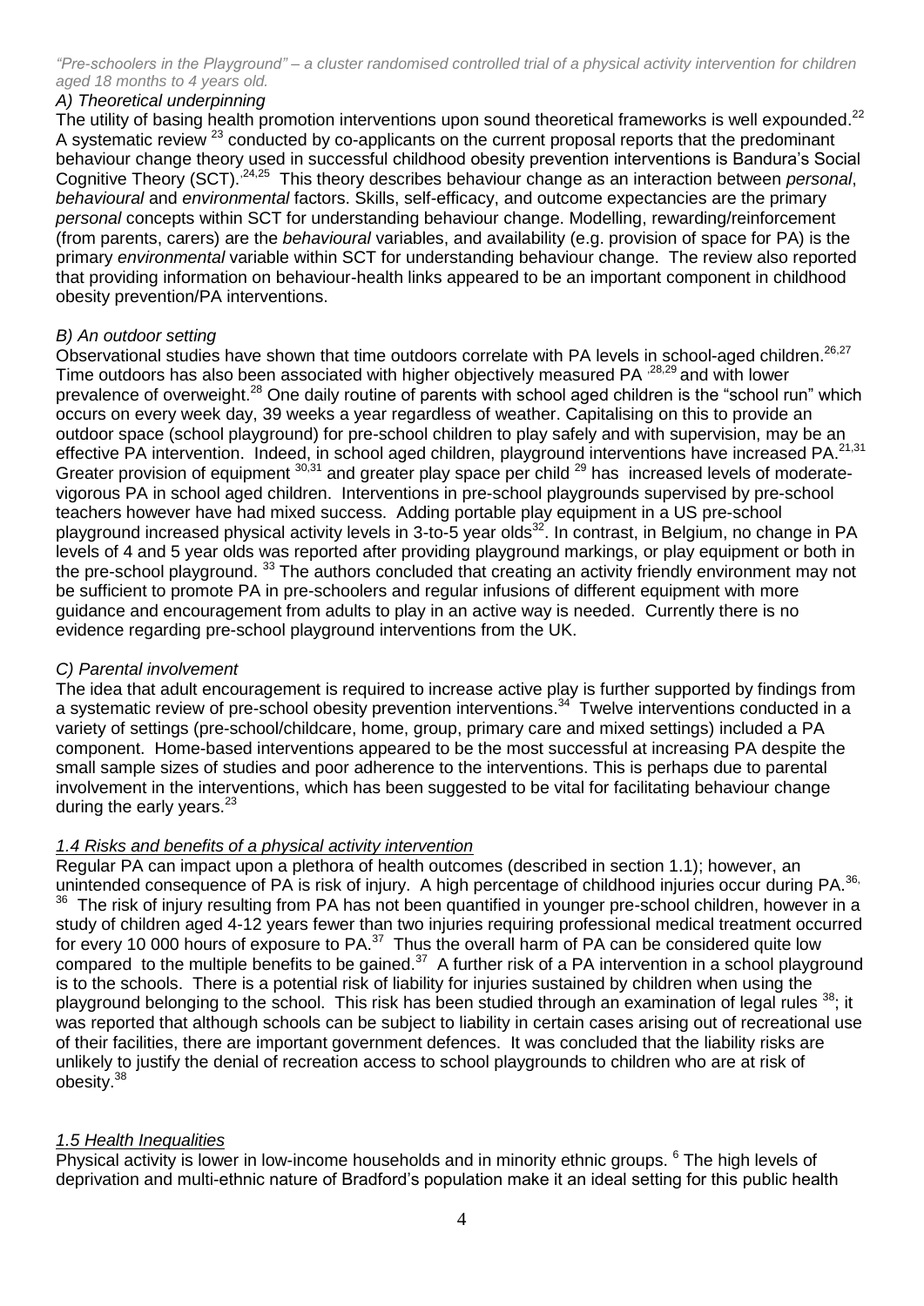*A) Theoretical underpinning*

The utility of basing health promotion interventions upon sound theoretical frameworks is well expounded.[22] A systematic review [23] conducted by co-applicants on the current proposal reports that the predominant behaviour change theory used in successful childhood obesity prevention interventions is Bandura's Social Cognitive Theory (SCT).[24,25] This theory describes behaviour change as an interaction between *personal*, *behavioural* and *environmental* factors. Skills, self-efficacy, and outcome expectancies are the primary *personal* concepts within SCT for understanding behaviour change. Modelling, rewarding/reinforcement (from parents, carers) are the *behavioural* variables, and availability (e.g. provision of space for PA) is the primary *environmental* variable within SCT for understanding behaviour change. The review also reported that providing information on behaviour-health links appeared to be an important component in childhood obesity prevention/PA interventions.

*B) An outdoor setting*

Observational studies have shown that time outdoors correlate with PA levels in school-aged children.[26,27] Time outdoors has also been associated with higher objectively measured PA [28,29] and with lower prevalence of overweight.[28] One daily routine of parents with school aged children is the "school run" which occurs on every week day, 39 weeks a year regardless of weather. Capitalising on this to provide an outdoor space (school playground) for pre-school children to play safely and with supervision, may be an effective PA intervention. Indeed, in school aged children, playground interventions have increased PA.[21,31] Greater provision of equipment [30,31] and greater play space per child [29] has increased levels of moderate-vigorous PA in school aged children. Interventions in pre-school playgrounds supervised by pre-school teachers however have had mixed success. Adding portable play equipment in a US pre-school playground increased physical activity levels in 3-to-5 year olds[32]. In contrast, in Belgium, no change in PA levels of 4 and 5 year olds was reported after providing playground markings, or play equipment or both in the pre-school playground. [33] The authors concluded that creating an activity friendly environment may not be sufficient to promote PA in pre-schoolers and regular infusions of different equipment with more guidance and encouragement from adults to play in an active way is needed. Currently there is no evidence regarding pre-school playground interventions from the UK.

*C) Parental involvement*

The idea that adult encouragement is required to increase active play is further supported by findings from a systematic review of pre-school obesity prevention interventions.[34] Twelve interventions conducted in a variety of settings (pre-school/childcare, home, group, primary care and mixed settings) included a PA component. Home-based interventions appeared to be the most successful at increasing PA despite the small sample sizes of studies and poor adherence to the interventions. This is perhaps due to parental involvement in the interventions, which has been suggested to be vital for facilitating behaviour change during the early years.[23]

### *1.4 Risks and benefits of a physical activity intervention*

Regular PA can impact upon a plethora of health outcomes (described in section 1.1); however, an unintended consequence of PA is risk of injury. A high percentage of childhood injuries occur during PA.[36, 36] The risk of injury resulting from PA has not been quantified in younger pre-school children, however in a study of children aged 4-12 years fewer than two injuries requiring professional medical treatment occurred for every 10 000 hours of exposure to PA.[37] Thus the overall harm of PA can be considered quite low compared to the multiple benefits to be gained.[37] A further risk of a PA intervention in a school playground is to the schools. There is a potential risk of liability for injuries sustained by children when using the playground belonging to the school. This risk has been studied through an examination of legal rules [38]; it was reported that although schools can be subject to liability in certain cases arising out of recreational use of their facilities, there are important government defences. It was concluded that the liability risks are unlikely to justify the denial of recreation access to school playgrounds to children who are at risk of obesity.[38]

### *1.5 Health Inequalities*

Physical activity is lower in low-income households and in minority ethnic groups. [6] The high levels of deprivation and multi-ethnic nature of Bradford's population make it an ideal setting for this public health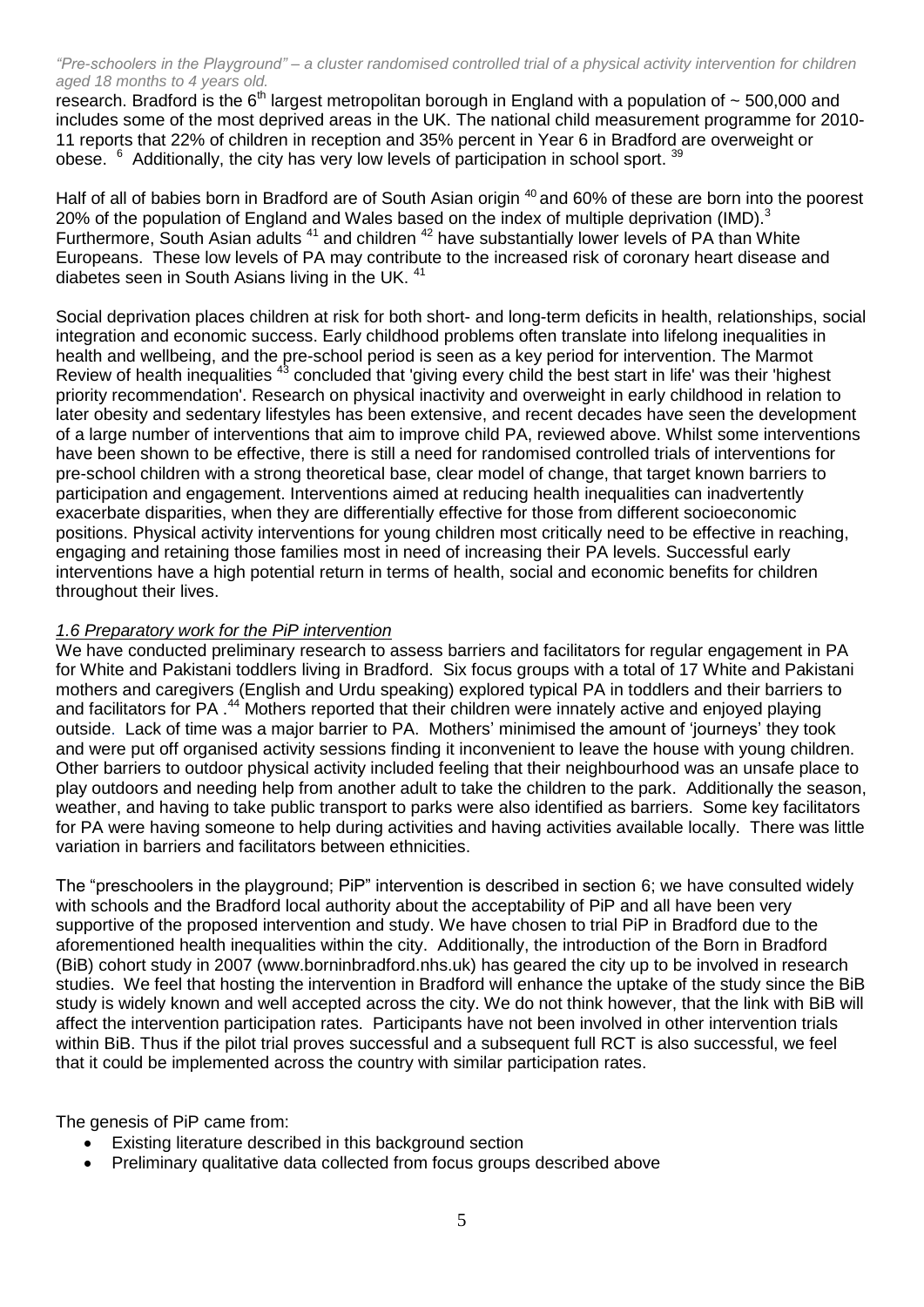research. Bradford is the 6th largest metropolitan borough in England with a population of ~ 500,000 and includes some of the most deprived areas in the UK. The national child measurement programme for 2010-11 reports that 22% of children in reception and 35% percent in Year 6 in Bradford are overweight or obese. [6] Additionally, the city has very low levels of participation in school sport. [39]

Half of all of babies born in Bradford are of South Asian origin [40] and 60% of these are born into the poorest 20% of the population of England and Wales based on the index of multiple deprivation (IMD).[3] Furthermore, South Asian adults [41] and children [42] have substantially lower levels of PA than White Europeans. These low levels of PA may contribute to the increased risk of coronary heart disease and diabetes seen in South Asians living in the UK. [41]

Social deprivation places children at risk for both short- and long-term deficits in health, relationships, social integration and economic success. Early childhood problems often translate into lifelong inequalities in health and wellbeing, and the pre-school period is seen as a key period for intervention. The Marmot Review of health inequalities [43] concluded that 'giving every child the best start in life' was their 'highest priority recommendation'. Research on physical inactivity and overweight in early childhood in relation to later obesity and sedentary lifestyles has been extensive, and recent decades have seen the development of a large number of interventions that aim to improve child PA, reviewed above. Whilst some interventions have been shown to be effective, there is still a need for randomised controlled trials of interventions for pre-school children with a strong theoretical base, clear model of change, that target known barriers to participation and engagement. Interventions aimed at reducing health inequalities can inadvertently exacerbate disparities, when they are differentially effective for those from different socioeconomic positions. Physical activity interventions for young children most critically need to be effective in reaching, engaging and retaining those families most in need of increasing their PA levels. Successful early interventions have a high potential return in terms of health, social and economic benefits for children throughout their lives.

### *1.6 Preparatory work for the PiP intervention*

We have conducted preliminary research to assess barriers and facilitators for regular engagement in PA for White and Pakistani toddlers living in Bradford. Six focus groups with a total of 17 White and Pakistani mothers and caregivers (English and Urdu speaking) explored typical PA in toddlers and their barriers to and facilitators for PA .[44] Mothers reported that their children were innately active and enjoyed playing outside. Lack of time was a major barrier to PA. Mothers' minimised the amount of 'journeys' they took and were put off organised activity sessions finding it inconvenient to leave the house with young children. Other barriers to outdoor physical activity included feeling that their neighbourhood was an unsafe place to play outdoors and needing help from another adult to take the children to the park. Additionally the season, weather, and having to take public transport to parks were also identified as barriers. Some key facilitators for PA were having someone to help during activities and having activities available locally. There was little variation in barriers and facilitators between ethnicities.

The "preschoolers in the playground; PiP" intervention is described in section 6; we have consulted widely with schools and the Bradford local authority about the acceptability of PiP and all have been very supportive of the proposed intervention and study. We have chosen to trial PiP in Bradford due to the aforementioned health inequalities within the city. Additionally, the introduction of the Born in Bradford (BiB) cohort study in 2007 (www.borninbradford.nhs.uk) has geared the city up to be involved in research studies. We feel that hosting the intervention in Bradford will enhance the uptake of the study since the BiB study is widely known and well accepted across the city. We do not think however, that the link with BiB will affect the intervention participation rates. Participants have not been involved in other intervention trials within BiB. Thus if the pilot trial proves successful and a subsequent full RCT is also successful, we feel that it could be implemented across the country with similar participation rates.

The genesis of PiP came from:

- Existing literature described in this background section
- Preliminary qualitative data collected from focus groups described above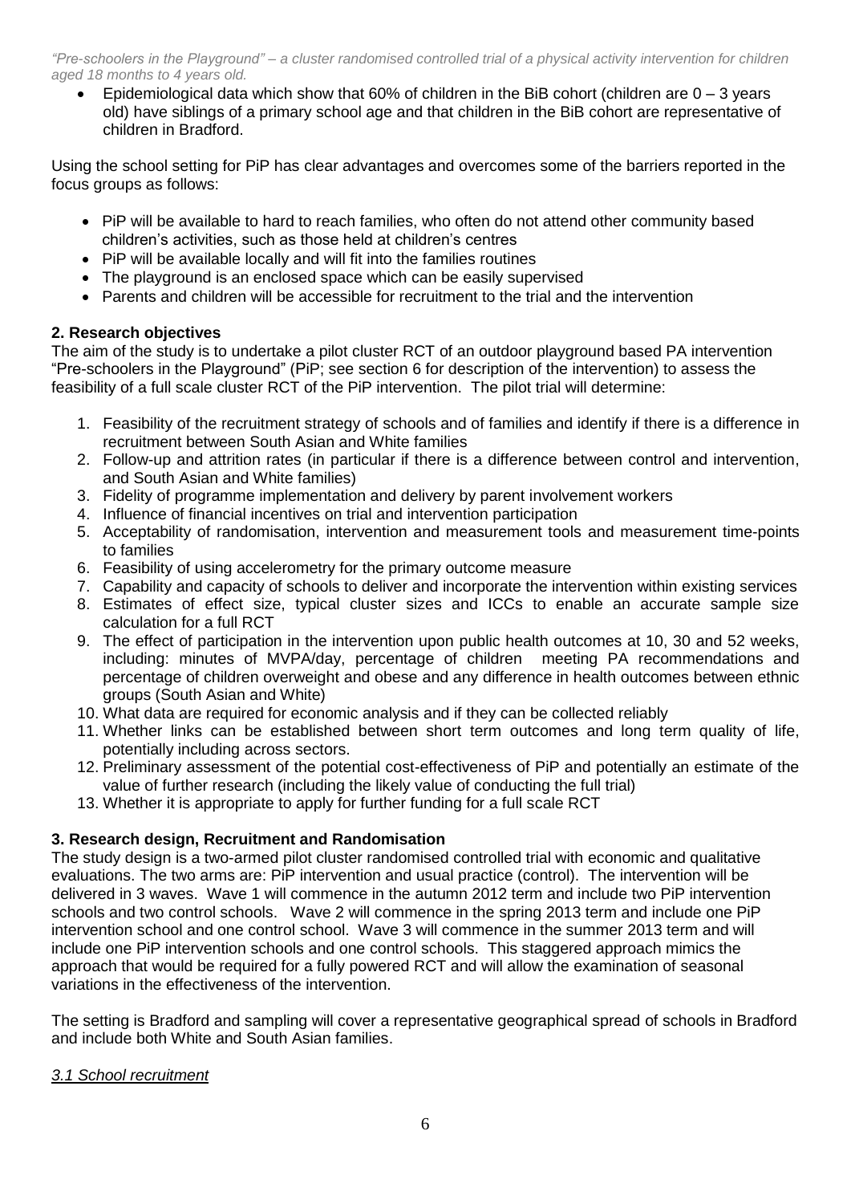- Epidemiological data which show that 60% of children in the BiB cohort (children are 0 – 3 years old) have siblings of a primary school age and that children in the BiB cohort are representative of children in Bradford.

Using the school setting for PiP has clear advantages and overcomes some of the barriers reported in the focus groups as follows:

- PiP will be available to hard to reach families, who often do not attend other community based children's activities, such as those held at children's centres
- PiP will be available locally and will fit into the families routines
- The playground is an enclosed space which can be easily supervised
- Parents and children will be accessible for recruitment to the trial and the intervention

## 2. Research objectives

The aim of the study is to undertake a pilot cluster RCT of an outdoor playground based PA intervention "Pre-schoolers in the Playground" (PiP; see section 6 for description of the intervention) to assess the feasibility of a full scale cluster RCT of the PiP intervention. The pilot trial will determine:

1. Feasibility of the recruitment strategy of schools and of families and identify if there is a difference in recruitment between South Asian and White families
2. Follow-up and attrition rates (in particular if there is a difference between control and intervention, and South Asian and White families)
3. Fidelity of programme implementation and delivery by parent involvement workers
4. Influence of financial incentives on trial and intervention participation
5. Acceptability of randomisation, intervention and measurement tools and measurement time-points to families
6. Feasibility of using accelerometry for the primary outcome measure
7. Capability and capacity of schools to deliver and incorporate the intervention within existing services
8. Estimates of effect size, typical cluster sizes and ICCs to enable an accurate sample size calculation for a full RCT
9. The effect of participation in the intervention upon public health outcomes at 10, 30 and 52 weeks, including: minutes of MVPA/day, percentage of children meeting PA recommendations and percentage of children overweight and obese and any difference in health outcomes between ethnic groups (South Asian and White)
10. What data are required for economic analysis and if they can be collected reliably
11. Whether links can be established between short term outcomes and long term quality of life, potentially including across sectors.
12. Preliminary assessment of the potential cost-effectiveness of PiP and potentially an estimate of the value of further research (including the likely value of conducting the full trial)
13. Whether it is appropriate to apply for further funding for a full scale RCT

## 3. Research design, Recruitment and Randomisation

The study design is a two-armed pilot cluster randomised controlled trial with economic and qualitative evaluations. The two arms are: PiP intervention and usual practice (control). The intervention will be delivered in 3 waves. Wave 1 will commence in the autumn 2012 term and include two PiP intervention schools and two control schools. Wave 2 will commence in the spring 2013 term and include one PiP intervention school and one control school. Wave 3 will commence in the summer 2013 term and will include one PiP intervention schools and one control schools. This staggered approach mimics the approach that would be required for a fully powered RCT and will allow the examination of seasonal variations in the effectiveness of the intervention.

The setting is Bradford and sampling will cover a representative geographical spread of schools in Bradford and include both White and South Asian families.

### *3.1 School recruitment*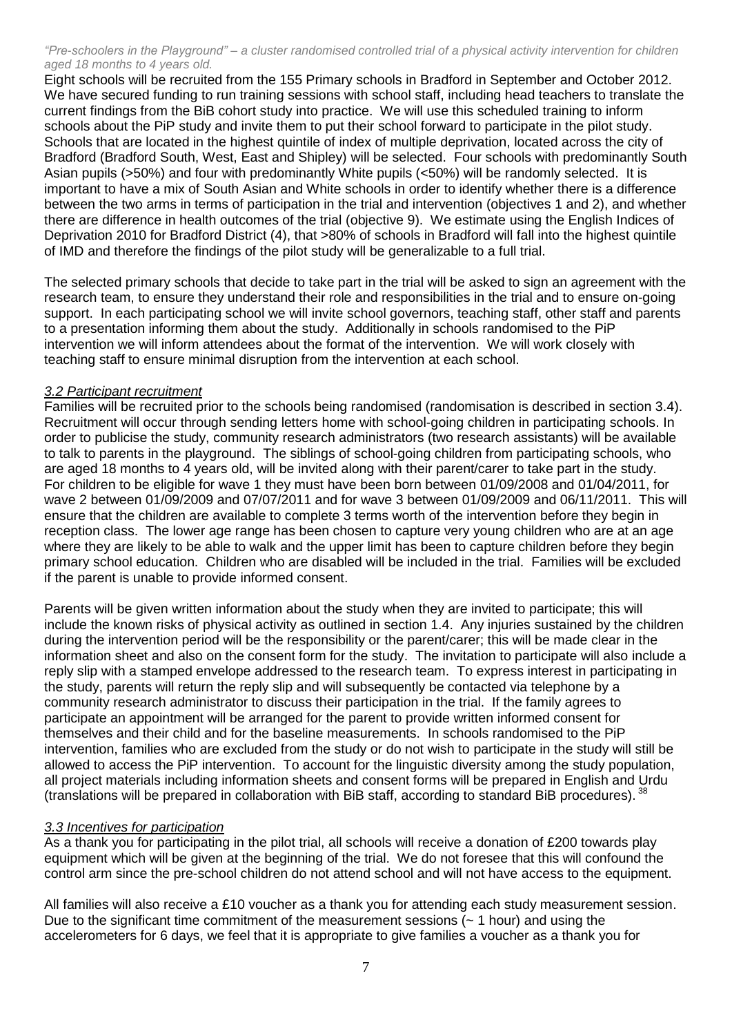*"Pre-schoolers in the Playground" – a cluster randomised controlled trial of a physical activity intervention for children aged 18 months to 4 years old.*

Eight schools will be recruited from the 155 Primary schools in Bradford in September and October 2012. We have secured funding to run training sessions with school staff, including head teachers to translate the current findings from the BiB cohort study into practice. We will use this scheduled training to inform schools about the PiP study and invite them to put their school forward to participate in the pilot study. Schools that are located in the highest quintile of index of multiple deprivation, located across the city of Bradford (Bradford South, West, East and Shipley) will be selected. Four schools with predominantly South Asian pupils (>50%) and four with predominantly White pupils (<50%) will be randomly selected. It is important to have a mix of South Asian and White schools in order to identify whether there is a difference between the two arms in terms of participation in the trial and intervention (objectives 1 and 2), and whether there are difference in health outcomes of the trial (objective 9). We estimate using the English Indices of Deprivation 2010 for Bradford District (4), that >80% of schools in Bradford will fall into the highest quintile of IMD and therefore the findings of the pilot study will be generalizable to a full trial.

The selected primary schools that decide to take part in the trial will be asked to sign an agreement with the research team, to ensure they understand their role and responsibilities in the trial and to ensure on-going support. In each participating school we will invite school governors, teaching staff, other staff and parents to a presentation informing them about the study. Additionally in schools randomised to the PiP intervention we will inform attendees about the format of the intervention. We will work closely with teaching staff to ensure minimal disruption from the intervention at each school.

### *3.2 Participant recruitment*

Families will be recruited prior to the schools being randomised (randomisation is described in section 3.4). Recruitment will occur through sending letters home with school-going children in participating schools. In order to publicise the study, community research administrators (two research assistants) will be available to talk to parents in the playground. The siblings of school-going children from participating schools, who are aged 18 months to 4 years old, will be invited along with their parent/carer to take part in the study. For children to be eligible for wave 1 they must have been born between 01/09/2008 and 01/04/2011, for wave 2 between 01/09/2009 and 07/07/2011 and for wave 3 between 01/09/2009 and 06/11/2011. This will ensure that the children are available to complete 3 terms worth of the intervention before they begin in reception class. The lower age range has been chosen to capture very young children who are at an age where they are likely to be able to walk and the upper limit has been to capture children before they begin primary school education. Children who are disabled will be included in the trial. Families will be excluded if the parent is unable to provide informed consent.

Parents will be given written information about the study when they are invited to participate; this will include the known risks of physical activity as outlined in section 1.4. Any injuries sustained by the children during the intervention period will be the responsibility or the parent/carer; this will be made clear in the information sheet and also on the consent form for the study. The invitation to participate will also include a reply slip with a stamped envelope addressed to the research team. To express interest in participating in the study, parents will return the reply slip and will subsequently be contacted via telephone by a community research administrator to discuss their participation in the trial. If the family agrees to participate an appointment will be arranged for the parent to provide written informed consent for themselves and their child and for the baseline measurements. In schools randomised to the PiP intervention, families who are excluded from the study or do not wish to participate in the study will still be allowed to access the PiP intervention. To account for the linguistic diversity among the study population, all project materials including information sheets and consent forms will be prepared in English and Urdu (translations will be prepared in collaboration with BiB staff, according to standard BiB procedures).[38]

### *3.3 Incentives for participation*

As a thank you for participating in the pilot trial, all schools will receive a donation of £200 towards play equipment which will be given at the beginning of the trial. We do not foresee that this will confound the control arm since the pre-school children do not attend school and will not have access to the equipment.

All families will also receive a £10 voucher as a thank you for attending each study measurement session. Due to the significant time commitment of the measurement sessions (~ 1 hour) and using the accelerometers for 6 days, we feel that it is appropriate to give families a voucher as a thank you for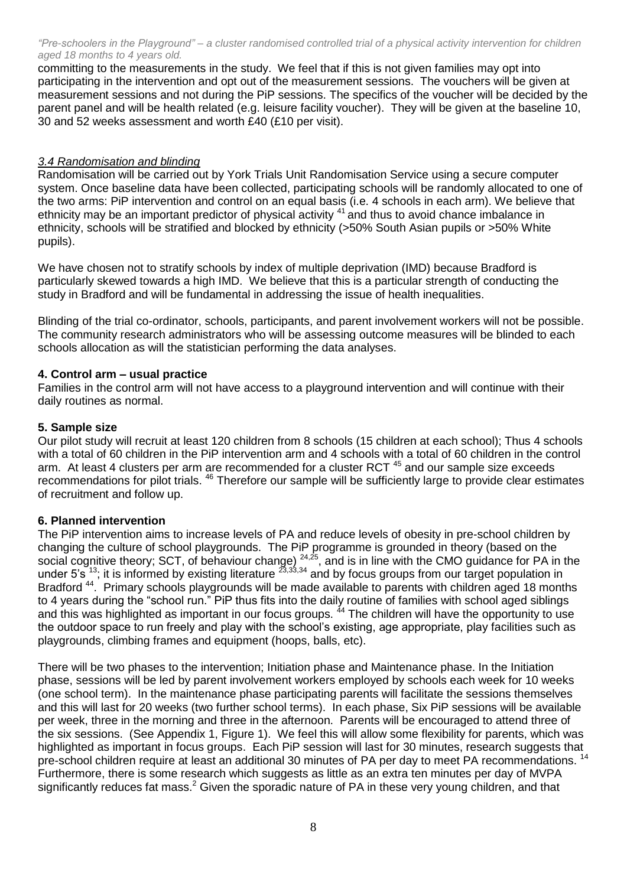committing to the measurements in the study. We feel that if this is not given families may opt into participating in the intervention and opt out of the measurement sessions. The vouchers will be given at measurement sessions and not during the PiP sessions. The specifics of the voucher will be decided by the parent panel and will be health related (e.g. leisure facility voucher). They will be given at the baseline 10, 30 and 52 weeks assessment and worth £40 (£10 per visit).

### *3.4 Randomisation and blinding*

Randomisation will be carried out by York Trials Unit Randomisation Service using a secure computer system. Once baseline data have been collected, participating schools will be randomly allocated to one of the two arms: PiP intervention and control on an equal basis (i.e. 4 schools in each arm). We believe that ethnicity may be an important predictor of physical activity [41] and thus to avoid chance imbalance in ethnicity, schools will be stratified and blocked by ethnicity (>50% South Asian pupils or >50% White pupils).

We have chosen not to stratify schools by index of multiple deprivation (IMD) because Bradford is particularly skewed towards a high IMD. We believe that this is a particular strength of conducting the study in Bradford and will be fundamental in addressing the issue of health inequalities.

Blinding of the trial co-ordinator, schools, participants, and parent involvement workers will not be possible. The community research administrators who will be assessing outcome measures will be blinded to each schools allocation as will the statistician performing the data analyses.

## 4. Control arm – usual practice

Families in the control arm will not have access to a playground intervention and will continue with their daily routines as normal.

## 5. Sample size

Our pilot study will recruit at least 120 children from 8 schools (15 children at each school); Thus 4 schools with a total of 60 children in the PiP intervention arm and 4 schools with a total of 60 children in the control arm. At least 4 clusters per arm are recommended for a cluster RCT [45] and our sample size exceeds recommendations for pilot trials. [46] Therefore our sample will be sufficiently large to provide clear estimates of recruitment and follow up.

## 6. Planned intervention

The PiP intervention aims to increase levels of PA and reduce levels of obesity in pre-school children by changing the culture of school playgrounds. The PiP programme is grounded in theory (based on the social cognitive theory; SCT, of behaviour change) [24,25], and is in line with the CMO guidance for PA in the under 5's [13]; it is informed by existing literature [23,33,34] and by focus groups from our target population in Bradford [44]. Primary schools playgrounds will be made available to parents with children aged 18 months to 4 years during the "school run." PiP thus fits into the daily routine of families with school aged siblings and this was highlighted as important in our focus groups. [44] The children will have the opportunity to use the outdoor space to run freely and play with the school's existing, age appropriate, play facilities such as playgrounds, climbing frames and equipment (hoops, balls, etc).

There will be two phases to the intervention; Initiation phase and Maintenance phase. In the Initiation phase, sessions will be led by parent involvement workers employed by schools each week for 10 weeks (one school term). In the maintenance phase participating parents will facilitate the sessions themselves and this will last for 20 weeks (two further school terms). In each phase, Six PiP sessions will be available per week, three in the morning and three in the afternoon. Parents will be encouraged to attend three of the six sessions. (See Appendix 1, Figure 1). We feel this will allow some flexibility for parents, which was highlighted as important in focus groups. Each PiP session will last for 30 minutes, research suggests that pre-school children require at least an additional 30 minutes of PA per day to meet PA recommendations. [14] Furthermore, there is some research which suggests as little as an extra ten minutes per day of MVPA significantly reduces fat mass.[2] Given the sporadic nature of PA in these very young children, and that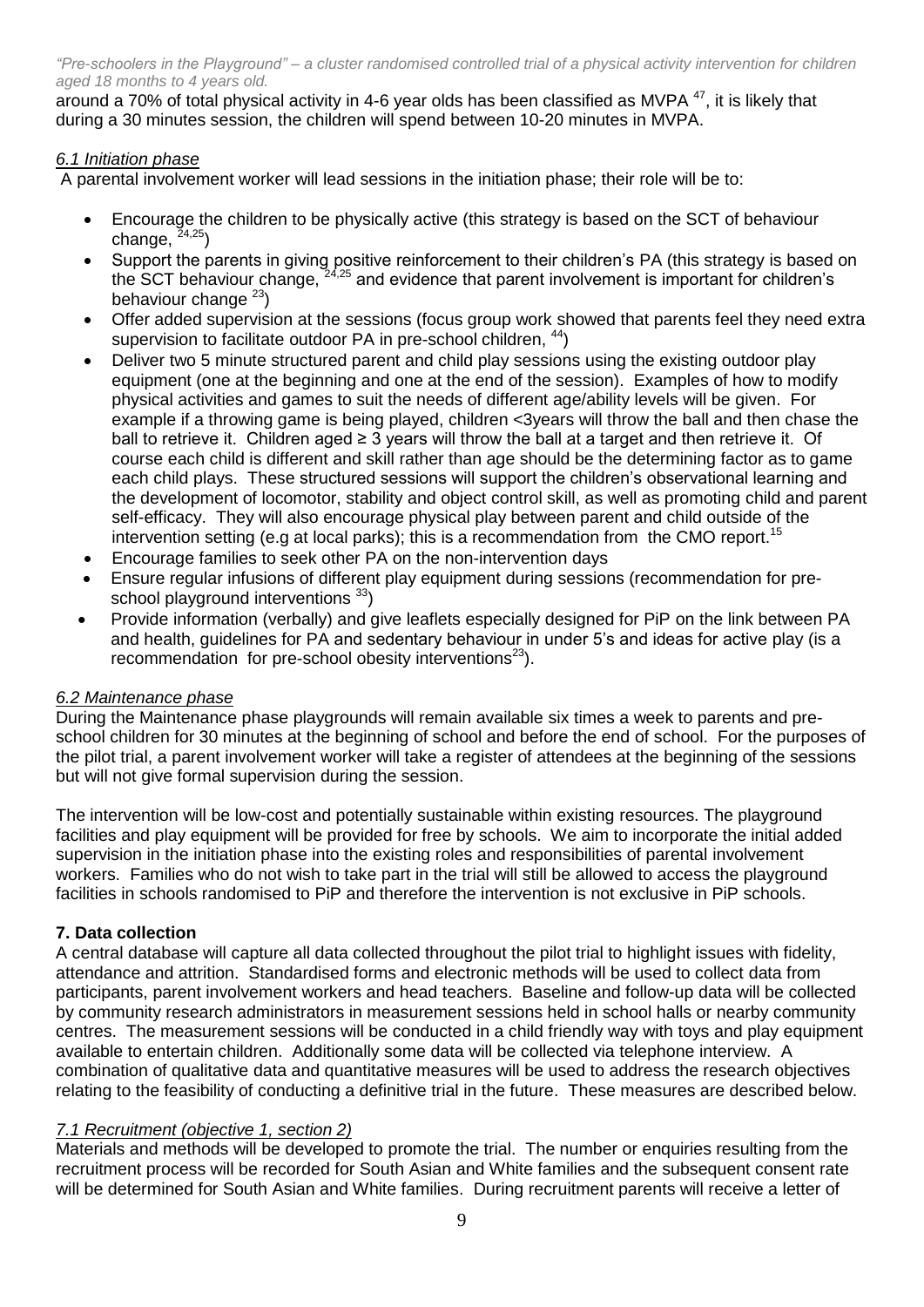around a 70% of total physical activity in 4-6 year olds has been classified as MVPA [47], it is likely that during a 30 minutes session, the children will spend between 10-20 minutes in MVPA.

### *6.1 Initiation phase*

A parental involvement worker will lead sessions in the initiation phase; their role will be to:

- Encourage the children to be physically active (this strategy is based on the SCT of behaviour change, [24,25])
- Support the parents in giving positive reinforcement to their children's PA (this strategy is based on the SCT behaviour change, [24,25] and evidence that parent involvement is important for children's behaviour change [23])
- Offer added supervision at the sessions (focus group work showed that parents feel they need extra supervision to facilitate outdoor PA in pre-school children, [44])
- Deliver two 5 minute structured parent and child play sessions using the existing outdoor play equipment (one at the beginning and one at the end of the session). Examples of how to modify physical activities and games to suit the needs of different age/ability levels will be given. For example if a throwing game is being played, children <3years will throw the ball and then chase the ball to retrieve it. Children aged ≥ 3 years will throw the ball at a target and then retrieve it. Of course each child is different and skill rather than age should be the determining factor as to game each child plays. These structured sessions will support the children's observational learning and the development of locomotor, stability and object control skill, as well as promoting child and parent self-efficacy. They will also encourage physical play between parent and child outside of the intervention setting (e.g at local parks); this is a recommendation from the CMO report.[15]
- Encourage families to seek other PA on the non-intervention days
- Ensure regular infusions of different play equipment during sessions (recommendation for pre-school playground interventions [33])
- Provide information (verbally) and give leaflets especially designed for PiP on the link between PA and health, guidelines for PA and sedentary behaviour in under 5's and ideas for active play (is a recommendation for pre-school obesity interventions[23]).

### *6.2 Maintenance phase*

During the Maintenance phase playgrounds will remain available six times a week to parents and pre-school children for 30 minutes at the beginning of school and before the end of school. For the purposes of the pilot trial, a parent involvement worker will take a register of attendees at the beginning of the sessions but will not give formal supervision during the session.

The intervention will be low-cost and potentially sustainable within existing resources. The playground facilities and play equipment will be provided for free by schools. We aim to incorporate the initial added supervision in the initiation phase into the existing roles and responsibilities of parental involvement workers. Families who do not wish to take part in the trial will still be allowed to access the playground facilities in schools randomised to PiP and therefore the intervention is not exclusive in PiP schools.

## 7. Data collection

A central database will capture all data collected throughout the pilot trial to highlight issues with fidelity, attendance and attrition. Standardised forms and electronic methods will be used to collect data from participants, parent involvement workers and head teachers. Baseline and follow-up data will be collected by community research administrators in measurement sessions held in school halls or nearby community centres. The measurement sessions will be conducted in a child friendly way with toys and play equipment available to entertain children. Additionally some data will be collected via telephone interview. A combination of qualitative data and quantitative measures will be used to address the research objectives relating to the feasibility of conducting a definitive trial in the future. These measures are described below.

### *7.1 Recruitment (objective 1, section 2)*

Materials and methods will be developed to promote the trial. The number or enquiries resulting from the recruitment process will be recorded for South Asian and White families and the subsequent consent rate will be determined for South Asian and White families. During recruitment parents will receive a letter of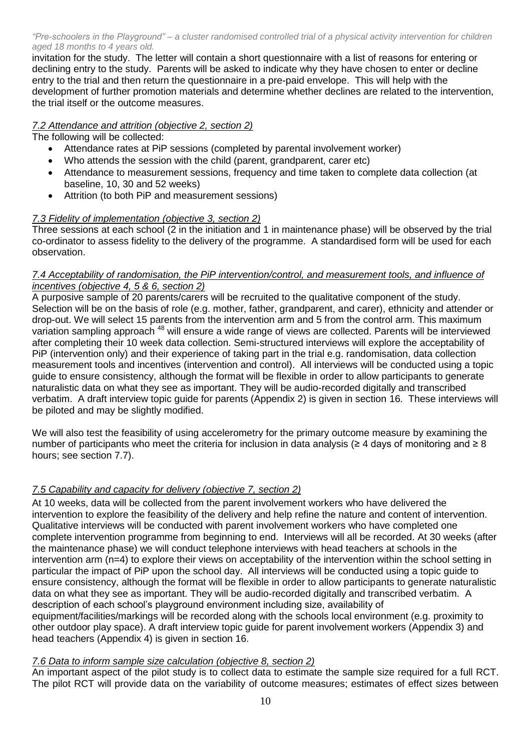invitation for the study. The letter will contain a short questionnaire with a list of reasons for entering or declining entry to the study. Parents will be asked to indicate why they have chosen to enter or decline entry to the trial and then return the questionnaire in a pre-paid envelope. This will help with the development of further promotion materials and determine whether declines are related to the intervention, the trial itself or the outcome measures.

### *7.2 Attendance and attrition (objective 2, section 2)*

The following will be collected:

- Attendance rates at PiP sessions (completed by parental involvement worker)
- Who attends the session with the child (parent, grandparent, carer etc)
- Attendance to measurement sessions, frequency and time taken to complete data collection (at baseline, 10, 30 and 52 weeks)
- Attrition (to both PiP and measurement sessions)

### *7.3 Fidelity of implementation (objective 3, section 2)*

Three sessions at each school (2 in the initiation and 1 in maintenance phase) will be observed by the trial co-ordinator to assess fidelity to the delivery of the programme. A standardised form will be used for each observation.

### *7.4 Acceptability of randomisation, the PiP intervention/control, and measurement tools, and influence of incentives (objective 4, 5 & 6, section 2)*

A purposive sample of 20 parents/carers will be recruited to the qualitative component of the study. Selection will be on the basis of role (e.g. mother, father, grandparent, and carer), ethnicity and attender or drop-out. We will select 15 parents from the intervention arm and 5 from the control arm. This maximum variation sampling approach [48] will ensure a wide range of views are collected. Parents will be interviewed after completing their 10 week data collection. Semi-structured interviews will explore the acceptability of PiP (intervention only) and their experience of taking part in the trial e.g. randomisation, data collection measurement tools and incentives (intervention and control). All interviews will be conducted using a topic guide to ensure consistency, although the format will be flexible in order to allow participants to generate naturalistic data on what they see as important. They will be audio-recorded digitally and transcribed verbatim. A draft interview topic guide for parents (Appendix 2) is given in section 16. These interviews will be piloted and may be slightly modified.

We will also test the feasibility of using accelerometry for the primary outcome measure by examining the number of participants who meet the criteria for inclusion in data analysis (≥ 4 days of monitoring and ≥ 8 hours; see section 7.7).

### *7.5 Capability and capacity for delivery (objective 7, section 2)*

At 10 weeks, data will be collected from the parent involvement workers who have delivered the intervention to explore the feasibility of the delivery and help refine the nature and content of intervention. Qualitative interviews will be conducted with parent involvement workers who have completed one complete intervention programme from beginning to end. Interviews will all be recorded. At 30 weeks (after the maintenance phase) we will conduct telephone interviews with head teachers at schools in the intervention arm (n=4) to explore their views on acceptability of the intervention within the school setting in particular the impact of PiP upon the school day. All interviews will be conducted using a topic guide to ensure consistency, although the format will be flexible in order to allow participants to generate naturalistic data on what they see as important. They will be audio-recorded digitally and transcribed verbatim. A description of each school's playground environment including size, availability of equipment/facilities/markings will be recorded along with the schools local environment (e.g. proximity to other outdoor play space). A draft interview topic guide for parent involvement workers (Appendix 3) and head teachers (Appendix 4) is given in section 16.

### *7.6 Data to inform sample size calculation (objective 8, section 2)*

An important aspect of the pilot study is to collect data to estimate the sample size required for a full RCT. The pilot RCT will provide data on the variability of outcome measures; estimates of effect sizes between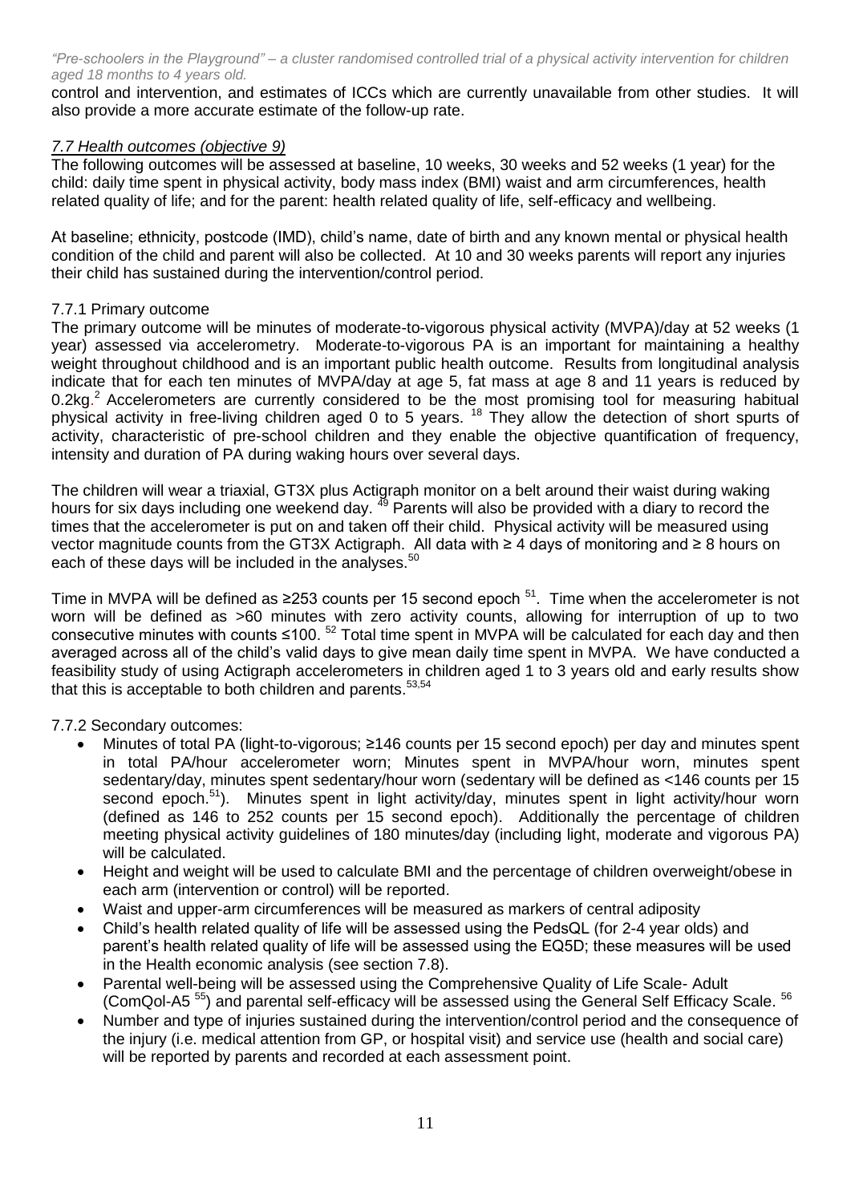control and intervention, and estimates of ICCs which are currently unavailable from other studies. It will also provide a more accurate estimate of the follow-up rate.

## *7.7 Health outcomes (objective 9)*

The following outcomes will be assessed at baseline, 10 weeks, 30 weeks and 52 weeks (1 year) for the child: daily time spent in physical activity, body mass index (BMI) waist and arm circumferences, health related quality of life; and for the parent: health related quality of life, self-efficacy and wellbeing.

At baseline; ethnicity, postcode (IMD), child's name, date of birth and any known mental or physical health condition of the child and parent will also be collected. At 10 and 30 weeks parents will report any injuries their child has sustained during the intervention/control period.

### 7.7.1 Primary outcome

The primary outcome will be minutes of moderate-to-vigorous physical activity (MVPA)/day at 52 weeks (1 year) assessed via accelerometry. Moderate-to-vigorous PA is an important for maintaining a healthy weight throughout childhood and is an important public health outcome. Results from longitudinal analysis indicate that for each ten minutes of MVPA/day at age 5, fat mass at age 8 and 11 years is reduced by 0.2kg.[2] Accelerometers are currently considered to be the most promising tool for measuring habitual physical activity in free-living children aged 0 to 5 years. [18] They allow the detection of short spurts of activity, characteristic of pre-school children and they enable the objective quantification of frequency, intensity and duration of PA during waking hours over several days.

The children will wear a triaxial, GT3X plus Actigraph monitor on a belt around their waist during waking hours for six days including one weekend day. [49] Parents will also be provided with a diary to record the times that the accelerometer is put on and taken off their child. Physical activity will be measured using vector magnitude counts from the GT3X Actigraph. All data with ≥ 4 days of monitoring and ≥ 8 hours on each of these days will be included in the analyses.[50]

Time in MVPA will be defined as ≥253 counts per 15 second epoch [51]. Time when the accelerometer is not worn will be defined as >60 minutes with zero activity counts, allowing for interruption of up to two consecutive minutes with counts ≤100. [52] Total time spent in MVPA will be calculated for each day and then averaged across all of the child's valid days to give mean daily time spent in MVPA. We have conducted a feasibility study of using Actigraph accelerometers in children aged 1 to 3 years old and early results show that this is acceptable to both children and parents.[53,54]

### 7.7.2 Secondary outcomes:

- Minutes of total PA (light-to-vigorous; ≥146 counts per 15 second epoch) per day and minutes spent in total PA/hour accelerometer worn; Minutes spent in MVPA/hour worn, minutes spent sedentary/day, minutes spent sedentary/hour worn (sedentary will be defined as <146 counts per 15 second epoch.[51]). Minutes spent in light activity/day, minutes spent in light activity/hour worn (defined as 146 to 252 counts per 15 second epoch). Additionally the percentage of children meeting physical activity guidelines of 180 minutes/day (including light, moderate and vigorous PA) will be calculated.
- Height and weight will be used to calculate BMI and the percentage of children overweight/obese in each arm (intervention or control) will be reported.
- Waist and upper-arm circumferences will be measured as markers of central adiposity
- Child's health related quality of life will be assessed using the PedsQL (for 2-4 year olds) and parent's health related quality of life will be assessed using the EQ5D; these measures will be used in the Health economic analysis (see section 7.8).
- Parental well-being will be assessed using the Comprehensive Quality of Life Scale- Adult (ComQol-A5 [55]) and parental self-efficacy will be assessed using the General Self Efficacy Scale. [56]
- Number and type of injuries sustained during the intervention/control period and the consequence of the injury (i.e. medical attention from GP, or hospital visit) and service use (health and social care) will be reported by parents and recorded at each assessment point.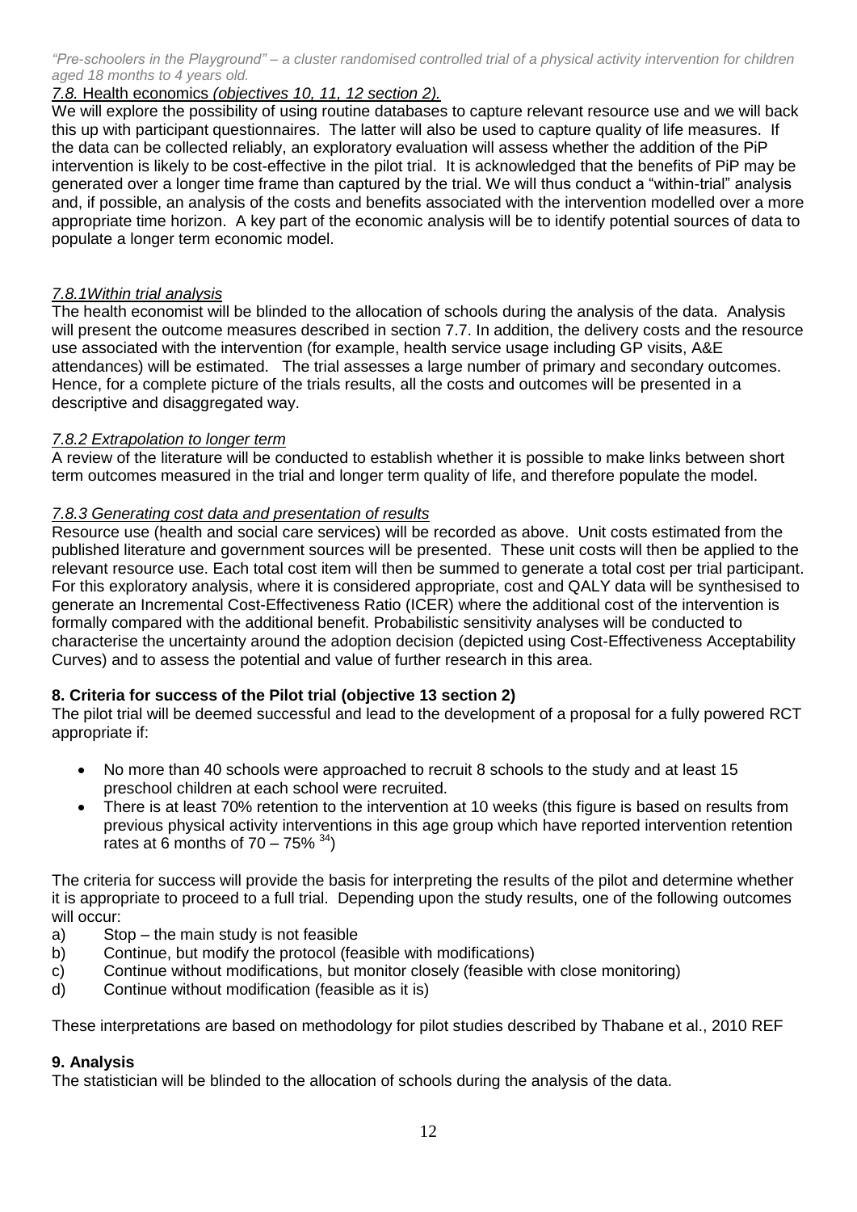### *7.8.* Health economics *(objectives 10, 11, 12 section 2).*

We will explore the possibility of using routine databases to capture relevant resource use and we will back this up with participant questionnaires. The latter will also be used to capture quality of life measures. If the data can be collected reliably, an exploratory evaluation will assess whether the addition of the PiP intervention is likely to be cost-effective in the pilot trial. It is acknowledged that the benefits of PiP may be generated over a longer time frame than captured by the trial. We will thus conduct a "within-trial" analysis and, if possible, an analysis of the costs and benefits associated with the intervention modelled over a more appropriate time horizon. A key part of the economic analysis will be to identify potential sources of data to populate a longer term economic model.

#### *7.8.1Within trial analysis*

The health economist will be blinded to the allocation of schools during the analysis of the data. Analysis will present the outcome measures described in section 7.7. In addition, the delivery costs and the resource use associated with the intervention (for example, health service usage including GP visits, A&E attendances) will be estimated. The trial assesses a large number of primary and secondary outcomes. Hence, for a complete picture of the trials results, all the costs and outcomes will be presented in a descriptive and disaggregated way.

#### *7.8.2 Extrapolation to longer term*

A review of the literature will be conducted to establish whether it is possible to make links between short term outcomes measured in the trial and longer term quality of life, and therefore populate the model.

#### *7.8.3 Generating cost data and presentation of results*

Resource use (health and social care services) will be recorded as above. Unit costs estimated from the published literature and government sources will be presented. These unit costs will then be applied to the relevant resource use. Each total cost item will then be summed to generate a total cost per trial participant. For this exploratory analysis, where it is considered appropriate, cost and QALY data will be synthesised to generate an Incremental Cost-Effectiveness Ratio (ICER) where the additional cost of the intervention is formally compared with the additional benefit. Probabilistic sensitivity analyses will be conducted to characterise the uncertainty around the adoption decision (depicted using Cost-Effectiveness Acceptability Curves) and to assess the potential and value of further research in this area.

## 8. Criteria for success of the Pilot trial (objective 13 section 2)

The pilot trial will be deemed successful and lead to the development of a proposal for a fully powered RCT appropriate if:

- No more than 40 schools were approached to recruit 8 schools to the study and at least 15 preschool children at each school were recruited.
- There is at least 70% retention to the intervention at 10 weeks (this figure is based on results from previous physical activity interventions in this age group which have reported intervention retention rates at 6 months of 70 – 75% [34])

The criteria for success will provide the basis for interpreting the results of the pilot and determine whether it is appropriate to proceed to a full trial. Depending upon the study results, one of the following outcomes will occur:

a) Stop – the main study is not feasible
b) Continue, but modify the protocol (feasible with modifications)
c) Continue without modifications, but monitor closely (feasible with close monitoring)
d) Continue without modification (feasible as it is)

These interpretations are based on methodology for pilot studies described by Thabane et al., 2010 REF

## 9. Analysis

The statistician will be blinded to the allocation of schools during the analysis of the data.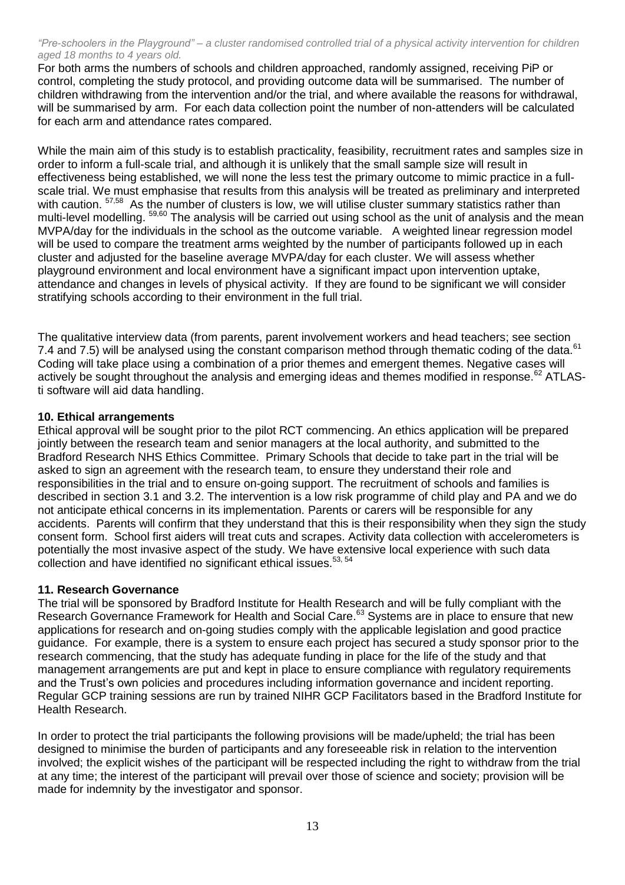For both arms the numbers of schools and children approached, randomly assigned, receiving PiP or control, completing the study protocol, and providing outcome data will be summarised. The number of children withdrawing from the intervention and/or the trial, and where available the reasons for withdrawal, will be summarised by arm. For each data collection point the number of non-attenders will be calculated for each arm and attendance rates compared.

While the main aim of this study is to establish practicality, feasibility, recruitment rates and samples size in order to inform a full-scale trial, and although it is unlikely that the small sample size will result in effectiveness being established, we will none the less test the primary outcome to mimic practice in a full-scale trial. We must emphasise that results from this analysis will be treated as preliminary and interpreted with caution.[57,58] As the number of clusters is low, we will utilise cluster summary statistics rather than multi-level modelling.[59,60] The analysis will be carried out using school as the unit of analysis and the mean MVPA/day for the individuals in the school as the outcome variable. A weighted linear regression model will be used to compare the treatment arms weighted by the number of participants followed up in each cluster and adjusted for the baseline average MVPA/day for each cluster. We will assess whether playground environment and local environment have a significant impact upon intervention uptake, attendance and changes in levels of physical activity. If they are found to be significant we will consider stratifying schools according to their environment in the full trial.

The qualitative interview data (from parents, parent involvement workers and head teachers; see section 7.4 and 7.5) will be analysed using the constant comparison method through thematic coding of the data.[61] Coding will take place using a combination of a prior themes and emergent themes. Negative cases will actively be sought throughout the analysis and emerging ideas and themes modified in response.[62] ATLAS-ti software will aid data handling.

## 10. Ethical arrangements

Ethical approval will be sought prior to the pilot RCT commencing. An ethics application will be prepared jointly between the research team and senior managers at the local authority, and submitted to the Bradford Research NHS Ethics Committee. Primary Schools that decide to take part in the trial will be asked to sign an agreement with the research team, to ensure they understand their role and responsibilities in the trial and to ensure on-going support. The recruitment of schools and families is described in section 3.1 and 3.2. The intervention is a low risk programme of child play and PA and we do not anticipate ethical concerns in its implementation. Parents or carers will be responsible for any accidents. Parents will confirm that they understand that this is their responsibility when they sign the study consent form. School first aiders will treat cuts and scrapes. Activity data collection with accelerometers is potentially the most invasive aspect of the study. We have extensive local experience with such data collection and have identified no significant ethical issues.[53, 54]

## 11. Research Governance

The trial will be sponsored by Bradford Institute for Health Research and will be fully compliant with the Research Governance Framework for Health and Social Care.[63] Systems are in place to ensure that new applications for research and on-going studies comply with the applicable legislation and good practice guidance. For example, there is a system to ensure each project has secured a study sponsor prior to the research commencing, that the study has adequate funding in place for the life of the study and that management arrangements are put and kept in place to ensure compliance with regulatory requirements and the Trust's own policies and procedures including information governance and incident reporting. Regular GCP training sessions are run by trained NIHR GCP Facilitators based in the Bradford Institute for Health Research.

In order to protect the trial participants the following provisions will be made/upheld; the trial has been designed to minimise the burden of participants and any foreseeable risk in relation to the intervention involved; the explicit wishes of the participant will be respected including the right to withdraw from the trial at any time; the interest of the participant will prevail over those of science and society; provision will be made for indemnity by the investigator and sponsor.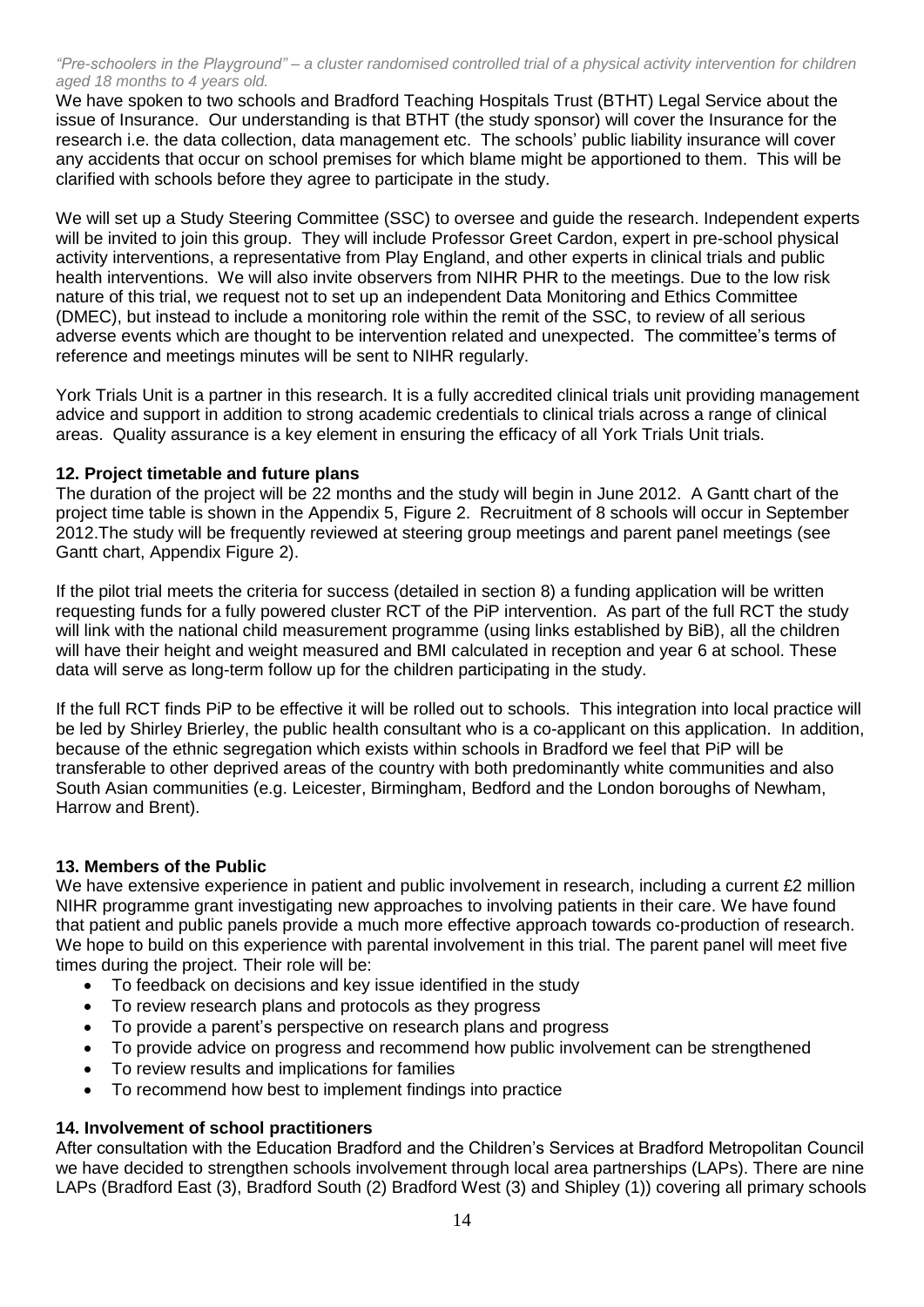*"Pre-schoolers in the Playground" – a cluster randomised controlled trial of a physical activity intervention for children aged 18 months to 4 years old.*

We have spoken to two schools and Bradford Teaching Hospitals Trust (BTHT) Legal Service about the issue of Insurance. Our understanding is that BTHT (the study sponsor) will cover the Insurance for the research i.e. the data collection, data management etc. The schools' public liability insurance will cover any accidents that occur on school premises for which blame might be apportioned to them. This will be clarified with schools before they agree to participate in the study.

We will set up a Study Steering Committee (SSC) to oversee and guide the research. Independent experts will be invited to join this group. They will include Professor Greet Cardon, expert in pre-school physical activity interventions, a representative from Play England, and other experts in clinical trials and public health interventions. We will also invite observers from NIHR PHR to the meetings. Due to the low risk nature of this trial, we request not to set up an independent Data Monitoring and Ethics Committee (DMEC), but instead to include a monitoring role within the remit of the SSC, to review of all serious adverse events which are thought to be intervention related and unexpected. The committee's terms of reference and meetings minutes will be sent to NIHR regularly.

York Trials Unit is a partner in this research. It is a fully accredited clinical trials unit providing management advice and support in addition to strong academic credentials to clinical trials across a range of clinical areas. Quality assurance is a key element in ensuring the efficacy of all York Trials Unit trials.

## 12. Project timetable and future plans

The duration of the project will be 22 months and the study will begin in June 2012. A Gantt chart of the project time table is shown in the Appendix 5, Figure 2. Recruitment of 8 schools will occur in September 2012.The study will be frequently reviewed at steering group meetings and parent panel meetings (see Gantt chart, Appendix Figure 2).

If the pilot trial meets the criteria for success (detailed in section 8) a funding application will be written requesting funds for a fully powered cluster RCT of the PiP intervention. As part of the full RCT the study will link with the national child measurement programme (using links established by BiB), all the children will have their height and weight measured and BMI calculated in reception and year 6 at school. These data will serve as long-term follow up for the children participating in the study.

If the full RCT finds PiP to be effective it will be rolled out to schools. This integration into local practice will be led by Shirley Brierley, the public health consultant who is a co-applicant on this application. In addition, because of the ethnic segregation which exists within schools in Bradford we feel that PiP will be transferable to other deprived areas of the country with both predominantly white communities and also South Asian communities (e.g. Leicester, Birmingham, Bedford and the London boroughs of Newham, Harrow and Brent).

## 13. Members of the Public

We have extensive experience in patient and public involvement in research, including a current £2 million NIHR programme grant investigating new approaches to involving patients in their care. We have found that patient and public panels provide a much more effective approach towards co-production of research. We hope to build on this experience with parental involvement in this trial. The parent panel will meet five times during the project. Their role will be:

- To feedback on decisions and key issue identified in the study
- To review research plans and protocols as they progress
- To provide a parent's perspective on research plans and progress
- To provide advice on progress and recommend how public involvement can be strengthened
- To review results and implications for families
- To recommend how best to implement findings into practice

## 14. Involvement of school practitioners

After consultation with the Education Bradford and the Children's Services at Bradford Metropolitan Council we have decided to strengthen schools involvement through local area partnerships (LAPs). There are nine LAPs (Bradford East (3), Bradford South (2) Bradford West (3) and Shipley (1)) covering all primary schools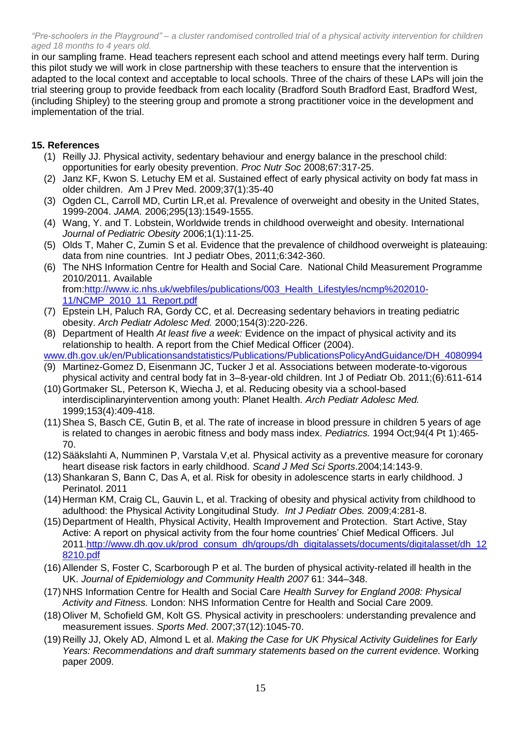in our sampling frame. Head teachers represent each school and attend meetings every half term. During this pilot study we will work in close partnership with these teachers to ensure that the intervention is adapted to the local context and acceptable to local schools. Three of the chairs of these LAPs will join the trial steering group to provide feedback from each locality (Bradford South Bradford East, Bradford West, (including Shipley) to the steering group and promote a strong practitioner voice in the development and implementation of the trial.

## 15. References

(1) Reilly JJ. Physical activity, sedentary behaviour and energy balance in the preschool child: opportunities for early obesity prevention. *Proc Nutr Soc* 2008;67:317-25.

(2) Janz KF, Kwon S. Letuchy EM et al. Sustained effect of early physical activity on body fat mass in older children. Am J Prev Med. 2009;37(1):35-40

(3) Ogden CL, Carroll MD, Curtin LR,et al. Prevalence of overweight and obesity in the United States, 1999-2004. *JAMA.* 2006;295(13):1549-1555.

(4) Wang, Y. and T. Lobstein, Worldwide trends in childhood overweight and obesity. International *Journal of Pediatric Obesity* 2006;1(1):11-25.

(5) Olds T, Maher C, Zumin S et al. Evidence that the prevalence of childhood overweight is plateauing: data from nine countries. Int J pediatr Obes, 2011;6:342-360.

(6) The NHS Information Centre for Health and Social Care. National Child Measurement Programme 2010/2011. Available from:http://www.ic.nhs.uk/webfiles/publications/003_Health_Lifestyles/ncmp%202010-11/NCMP_2010_11_Report.pdf

(7) Epstein LH, Paluch RA, Gordy CC, et al. Decreasing sedentary behaviors in treating pediatric obesity. *Arch Pediatr Adolesc Med.* 2000;154(3):220-226.

(8) Department of Health *At least five a week:* Evidence on the impact of physical activity and its relationship to health. A report from the Chief Medical Officer (2004). www.dh.gov.uk/en/Publicationsandstatistics/Publications/PublicationsPolicyAndGuidance/DH_4080994

(9) Martinez-Gomez D, Eisenmann JC, Tucker J et al. Associations between moderate-to-vigorous physical activity and central body fat in 3–8-year-old children. Int J of Pediatr Ob. 2011;(6):611-614

(10) Gortmaker SL, Peterson K, Wiecha J, et al. Reducing obesity via a school-based interdisciplinaryintervention among youth: Planet Health. *Arch Pediatr Adolesc Med.* 1999;153(4):409-418.

(11) Shea S, Basch CE, Gutin B, et al. The rate of increase in blood pressure in children 5 years of age is related to changes in aerobic fitness and body mass index. *Pediatrics.* 1994 Oct;94(4 Pt 1):465-70.

(12) Sääkslahti A, Numminen P, Varstala V,et al. Physical activity as a preventive measure for coronary heart disease risk factors in early childhood. *Scand J Med Sci Sports*.2004;14:143-9.

(13) Shankaran S, Bann C, Das A, et al. Risk for obesity in adolescence starts in early childhood. J Perinatol. 2011

(14) Herman KM, Craig CL, Gauvin L, et al. Tracking of obesity and physical activity from childhood to adulthood: the Physical Activity Longitudinal Study. *Int J Pediatr Obes.* 2009;4:281-8.

(15) Department of Health, Physical Activity, Health Improvement and Protection. Start Active, Stay Active: A report on physical activity from the four home countries' Chief Medical Officers. Jul 2011.http://www.dh.gov.uk/prod_consum_dh/groups/dh_digitalassets/documents/digitalasset/dh_128210.pdf

(16) Allender S, Foster C, Scarborough P et al. The burden of physical activity-related ill health in the UK. *Journal of Epidemiology and Community Health 2007* 61: 344–348.

(17) NHS Information Centre for Health and Social Care *Health Survey for England 2008: Physical Activity and Fitness.* London: NHS Information Centre for Health and Social Care 2009.

(18) Oliver M, Schofield GM, Kolt GS. Physical activity in preschoolers: understanding prevalence and measurement issues. *Sports Med*. 2007;37(12):1045-70.

(19) Reilly JJ, Okely AD, Almond L et al. *Making the Case for UK Physical Activity Guidelines for Early Years: Recommendations and draft summary statements based on the current evidence.* Working paper 2009.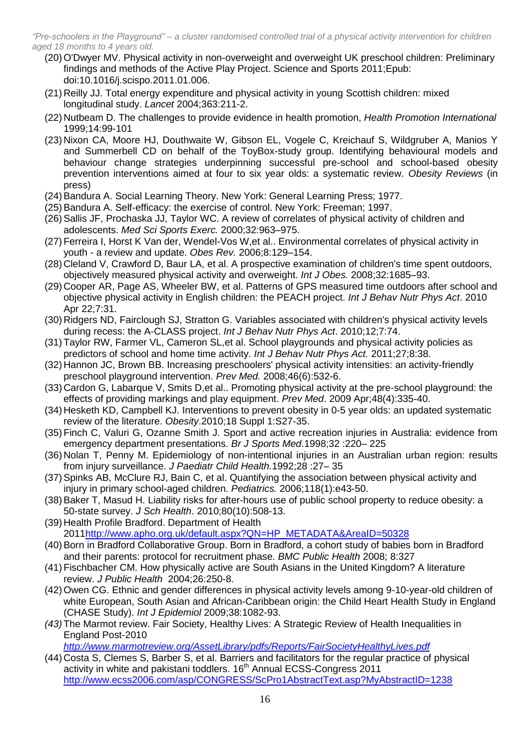(20) O'Dwyer MV. Physical activity in non-overweight and overweight UK preschool children: Preliminary findings and methods of the Active Play Project. Science and Sports 2011;Epub: doi:10.1016/j.scispo.2011.01.006.

(21) Reilly JJ. Total energy expenditure and physical activity in young Scottish children: mixed longitudinal study. *Lancet* 2004;363:211-2.

(22) Nutbeam D. The challenges to provide evidence in health promotion, *Health Promotion International* 1999;14:99-101

(23) Nixon CA, Moore HJ, Douthwaite W, Gibson EL, Vogele C, Kreichauf S, Wildgruber A, Manios Y and Summerbell CD on behalf of the ToyBox-study group. Identifying behavioural models and behaviour change strategies underpinning successful pre-school and school-based obesity prevention interventions aimed at four to six year olds: a systematic review. *Obesity Reviews* (in press)

(24) Bandura A. Social Learning Theory. New York: General Learning Press; 1977.

(25) Bandura A. Self-efficacy: the exercise of control. New York: Freeman; 1997.

(26) Sallis JF, Prochaska JJ, Taylor WC. A review of correlates of physical activity of children and adolescents. *Med Sci Sports Exerc.* 2000;32:963–975.

(27) Ferreira I, Horst K Van der, Wendel-Vos W,et al.. Environmental correlates of physical activity in youth - a review and update. *Obes Rev.* 2006;8:129–154.

(28) Cleland V, Crawford D, Baur LA, et al. A prospective examination of children's time spent outdoors, objectively measured physical activity and overweight. *Int J Obes.* 2008;32:1685–93.

(29) Cooper AR, Page AS, Wheeler BW, et al. Patterns of GPS measured time outdoors after school and objective physical activity in English children: the PEACH project. *Int J Behav Nutr Phys Act*. 2010 Apr 22;7:31.

(30) Ridgers ND, Fairclough SJ, Stratton G. Variables associated with children's physical activity levels during recess: the A-CLASS project. *Int J Behav Nutr Phys Act*. 2010;12;7:74.

(31) Taylor RW, Farmer VL, Cameron SL,et al. School playgrounds and physical activity policies as predictors of school and home time activity. *Int J Behav Nutr Phys Act.* 2011;27;8:38.

(32) Hannon JC, Brown BB. Increasing preschoolers' physical activity intensities: an activity-friendly preschool playground intervention. *Prev Med.* 2008;46(6):532-6.

(33) Cardon G, Labarque V, Smits D,et al.. Promoting physical activity at the pre-school playground: the effects of providing markings and play equipment. *Prev Med*. 2009 Apr;48(4):335-40.

(34) Hesketh KD, Campbell KJ. Interventions to prevent obesity in 0-5 year olds: an updated systematic review of the literature. *Obesity*.2010;18 Suppl 1:S27-35.

(35) Finch C, Valuri G, Ozanne Smith J. Sport and active recreation injuries in Australia: evidence from emergency department presentations. *Br J Sports Med*.1998;32 :220– 225

(36) Nolan T, Penny M. Epidemiology of non-intentional injuries in an Australian urban region: results from injury surveillance. *J Paediatr Child Health.*1992;28 :27– 35

(37) Spinks AB, McClure RJ, Bain C, et al. Quantifying the association between physical activity and injury in primary school-aged children. *Pediatrics.* 2006;118(1):e43-50.

(38) Baker T, Masud H. Liability risks for after-hours use of public school property to reduce obesity: a 50-state survey. *J Sch Health*. 2010;80(10):508-13.

(39) Health Profile Bradford. Department of Health 2011http://www.apho.org.uk/default.aspx?QN=HP_METADATA&AreaID=50328

(40) Born in Bradford Collaborative Group. Born in Bradford, a cohort study of babies born in Bradford and their parents: protocol for recruitment phase. *BMC Public Health* 2008; 8:327

(41) Fischbacher CM. How physically active are South Asians in the United Kingdom? A literature review. *J Public Health* 2004;26:250-8.

(42) Owen CG. Ethnic and gender differences in physical activity levels among 9-10-year-old children of white European, South Asian and African-Caribbean origin: the Child Heart Health Study in England (CHASE Study). *Int J Epidemiol* 2009;38:1082-93.

*(43)* The Marmot review. Fair Society, Healthy Lives: A Strategic Review of Health Inequalities in England Post-2010 *http://www.marmotreview.org/AssetLibrary/pdfs/Reports/FairSocietyHealthyLives.pdf*

(44) Costa S, Clemes S, Barber S, et al. Barriers and facilitators for the regular practice of physical activity in white and pakistani toddlers. 16th Annual ECSS-Congress 2011 http://www.ecss2006.com/asp/CONGRESS/ScPro1AbstractText.asp?MyAbstractID=1238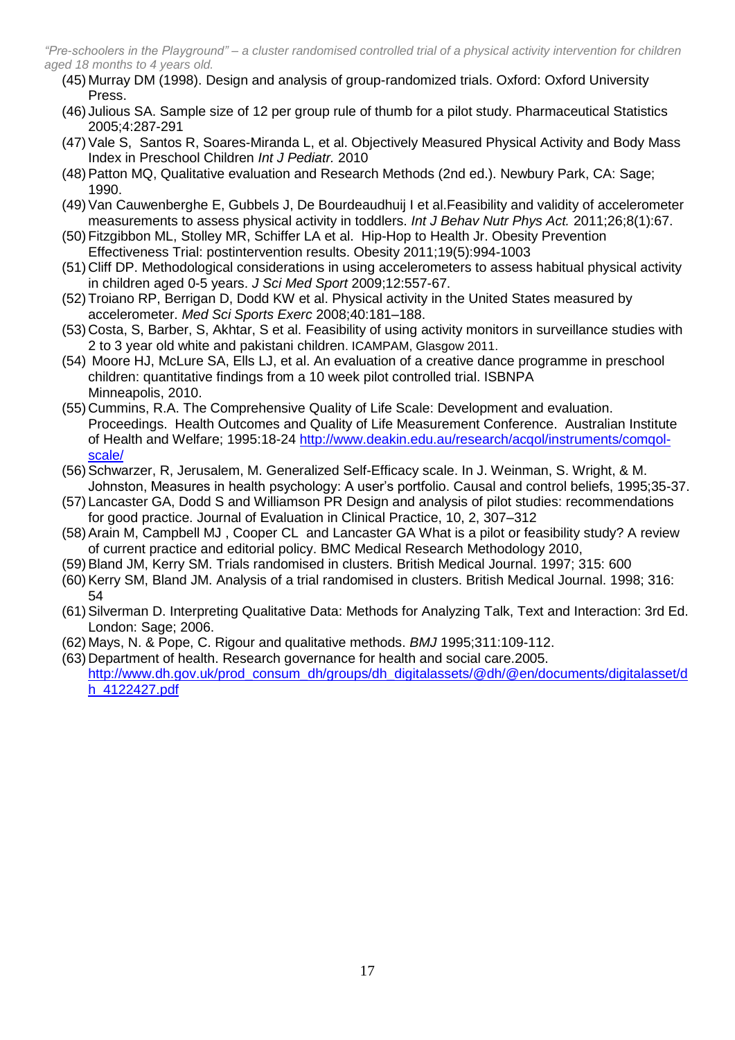(45) Murray DM (1998). Design and analysis of group-randomized trials. Oxford: Oxford University Press.

(46) Julious SA. Sample size of 12 per group rule of thumb for a pilot study. Pharmaceutical Statistics 2005;4:287-291

(47) Vale S, Santos R, Soares-Miranda L, et al. Objectively Measured Physical Activity and Body Mass Index in Preschool Children *Int J Pediatr.* 2010

(48) Patton MQ, Qualitative evaluation and Research Methods (2nd ed.). Newbury Park, CA: Sage; 1990.

(49) Van Cauwenberghe E, Gubbels J, De Bourdeaudhuij I et al.Feasibility and validity of accelerometer measurements to assess physical activity in toddlers. *Int J Behav Nutr Phys Act.* 2011;26;8(1):67.

(50) Fitzgibbon ML, Stolley MR, Schiffer LA et al. Hip-Hop to Health Jr. Obesity Prevention Effectiveness Trial: postintervention results. Obesity 2011;19(5):994-1003

(51) Cliff DP. Methodological considerations in using accelerometers to assess habitual physical activity in children aged 0-5 years. *J Sci Med Sport* 2009;12:557-67.

(52) Troiano RP, Berrigan D, Dodd KW et al. Physical activity in the United States measured by accelerometer. *Med Sci Sports Exerc* 2008;40:181–188.

(53) Costa, S, Barber, S, Akhtar, S et al. Feasibility of using activity monitors in surveillance studies with 2 to 3 year old white and pakistani children. ICAMPAM, Glasgow 2011.

(54) Moore HJ, McLure SA, Ells LJ, et al. An evaluation of a creative dance programme in preschool children: quantitative findings from a 10 week pilot controlled trial. ISBNPA Minneapolis, 2010.

(55) Cummins, R.A. The Comprehensive Quality of Life Scale: Development and evaluation. Proceedings. Health Outcomes and Quality of Life Measurement Conference. Australian Institute of Health and Welfare; 1995:18-24 http://www.deakin.edu.au/research/acqol/instruments/comqol-scale/

(56) Schwarzer, R, Jerusalem, M. Generalized Self-Efficacy scale. In J. Weinman, S. Wright, & M. Johnston, Measures in health psychology: A user's portfolio. Causal and control beliefs, 1995;35-37.

(57) Lancaster GA, Dodd S and Williamson PR Design and analysis of pilot studies: recommendations for good practice. Journal of Evaluation in Clinical Practice, 10, 2, 307–312

(58) Arain M, Campbell MJ , Cooper CL and Lancaster GA What is a pilot or feasibility study? A review of current practice and editorial policy. BMC Medical Research Methodology 2010,

(59) Bland JM, Kerry SM. Trials randomised in clusters. British Medical Journal. 1997; 315: 600

(60) Kerry SM, Bland JM. Analysis of a trial randomised in clusters. British Medical Journal. 1998; 316: 54

(61) Silverman D. Interpreting Qualitative Data: Methods for Analyzing Talk, Text and Interaction: 3rd Ed. London: Sage; 2006.

(62) Mays, N. & Pope, C. Rigour and qualitative methods. *BMJ* 1995;311:109-112.

(63) Department of health. Research governance for health and social care.2005. http://www.dh.gov.uk/prod_consum_dh/groups/dh_digitalassets/@dh/@en/documents/digitalasset/dh_4122427.pdf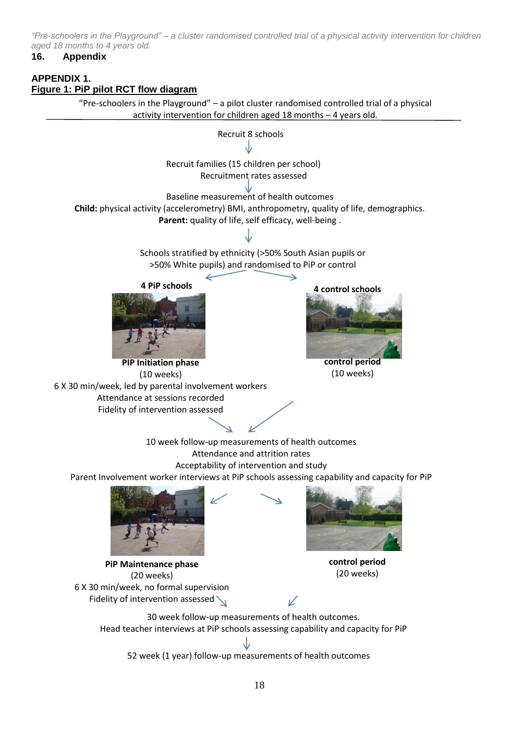## 16. Appendix

### APPENDIX 1.

**Figure 1: PiP pilot RCT flow diagram**

"Pre-schoolers in the Playground" – a pilot cluster randomised controlled trial of a physical activity intervention for children aged 18 months – 4 years old.

Recruit 8 schools

↓

Recruit families (15 children per school)
Recruitment rates assessed

↓

Baseline measurement of health outcomes
**Child:** physical activity (accelerometry) BMI, anthropometry, quality of life, demographics.
**Parent:** quality of life, self efficacy, well-being .

↓

Schools stratified by ethnicity (>50% South Asian pupils or >50% White pupils) and randomised to PiP or control

**4 PiP schools**

**PIP Initiation phase**
(10 weeks)
6 X 30 min/week, led by parental involvement workers
Attendance at sessions recorded
Fidelity of intervention assessed

**4 control schools**

**control period**
(10 weeks)

↓

10 week follow-up measurements of health outcomes
Attendance and attrition rates
Acceptability of intervention and study
Parent Involvement worker interviews at PiP schools assessing capability and capacity for PiP

**PiP Maintenance phase**
(20 weeks)
6 X 30 min/week, no formal supervision
Fidelity of intervention assessed

**control period**
(20 weeks)

↓

30 week follow-up measurements of health outcomes.
Head teacher interviews at PiP schools assessing capability and capacity for PiP

↓

52 week (1 year) follow-up measurements of health outcomes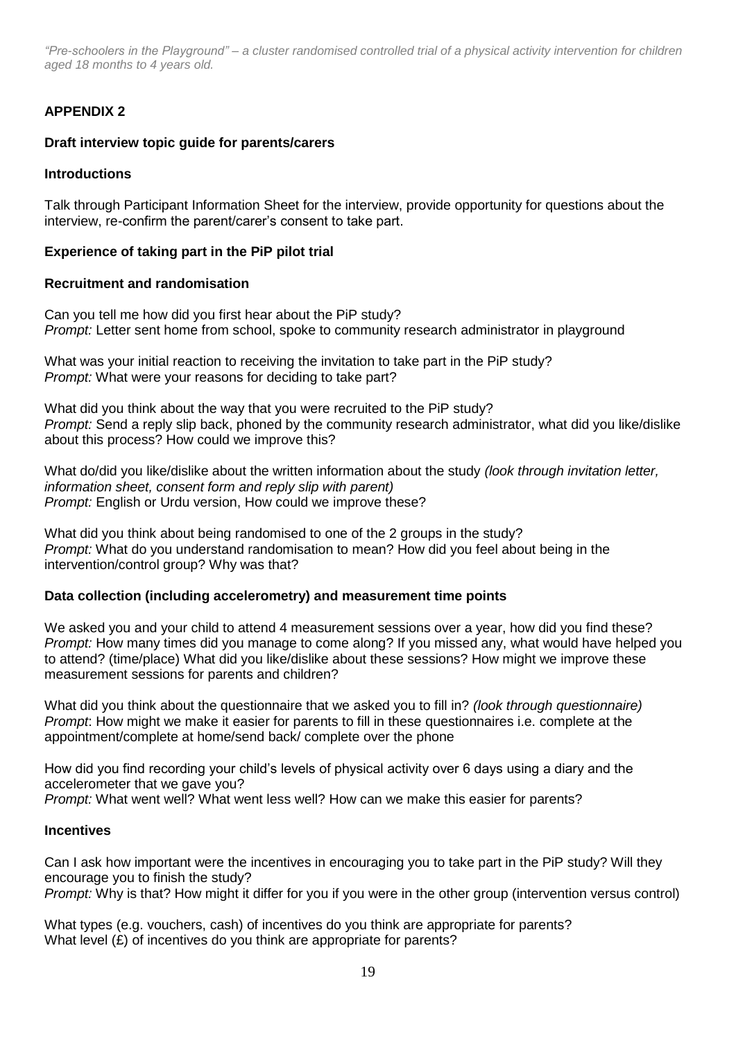## APPENDIX 2

### Draft interview topic guide for parents/carers

#### Introductions

Talk through Participant Information Sheet for the interview, provide opportunity for questions about the interview, re-confirm the parent/carer's consent to take part.

#### Experience of taking part in the PiP pilot trial

#### Recruitment and randomisation

Can you tell me how did you first hear about the PiP study?
*Prompt:* Letter sent home from school, spoke to community research administrator in playground

What was your initial reaction to receiving the invitation to take part in the PiP study?
*Prompt:* What were your reasons for deciding to take part?

What did you think about the way that you were recruited to the PiP study?
*Prompt:* Send a reply slip back, phoned by the community research administrator, what did you like/dislike about this process? How could we improve this?

What do/did you like/dislike about the written information about the study *(look through invitation letter, information sheet, consent form and reply slip with parent)*
*Prompt:* English or Urdu version, How could we improve these?

What did you think about being randomised to one of the 2 groups in the study?
*Prompt:* What do you understand randomisation to mean? How did you feel about being in the intervention/control group? Why was that?

#### Data collection (including accelerometry) and measurement time points

We asked you and your child to attend 4 measurement sessions over a year, how did you find these?
*Prompt:* How many times did you manage to come along? If you missed any, what would have helped you to attend? (time/place) What did you like/dislike about these sessions? How might we improve these measurement sessions for parents and children?

What did you think about the questionnaire that we asked you to fill in? *(look through questionnaire)*
*Prompt*: How might we make it easier for parents to fill in these questionnaires i.e. complete at the appointment/complete at home/send back/ complete over the phone

How did you find recording your child's levels of physical activity over 6 days using a diary and the accelerometer that we gave you?
*Prompt:* What went well? What went less well? How can we make this easier for parents?

#### Incentives

Can I ask how important were the incentives in encouraging you to take part in the PiP study? Will they encourage you to finish the study?
*Prompt:* Why is that? How might it differ for you if you were in the other group (intervention versus control)

What types (e.g. vouchers, cash) of incentives do you think are appropriate for parents?
What level (£) of incentives do you think are appropriate for parents?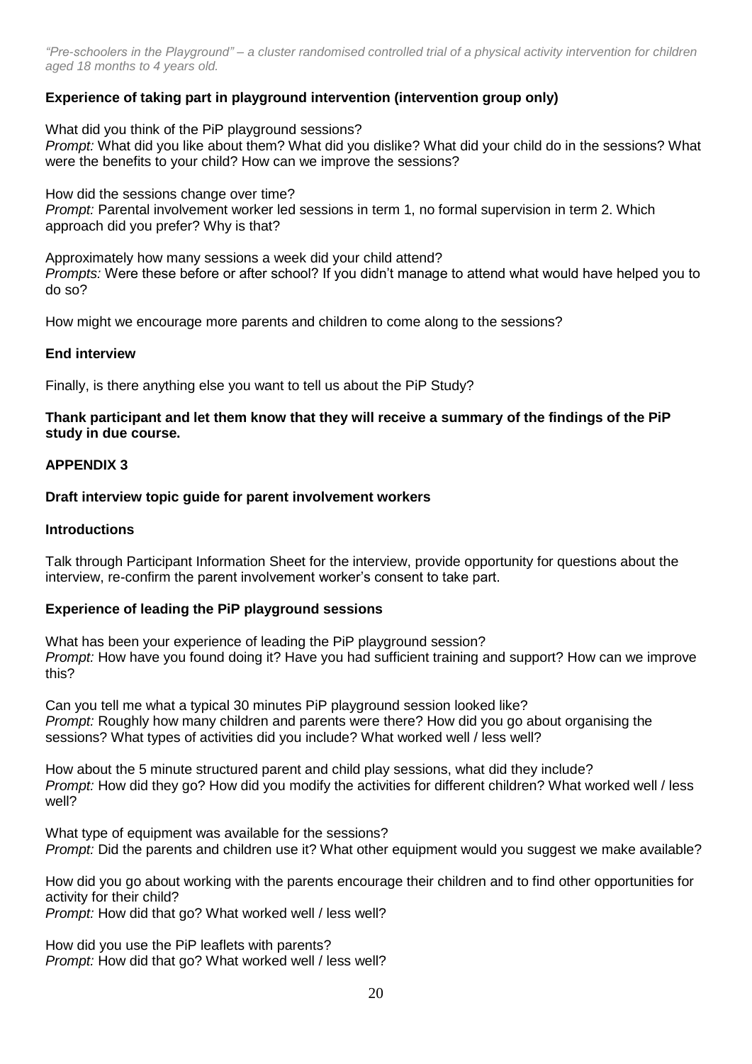**Experience of taking part in playground intervention (intervention group only)**

What did you think of the PiP playground sessions?
*Prompt:* What did you like about them? What did you dislike? What did your child do in the sessions? What were the benefits to your child? How can we improve the sessions?

How did the sessions change over time?
*Prompt:* Parental involvement worker led sessions in term 1, no formal supervision in term 2. Which approach did you prefer? Why is that?

Approximately how many sessions a week did your child attend?
*Prompts:* Were these before or after school? If you didn't manage to attend what would have helped you to do so?

How might we encourage more parents and children to come along to the sessions?

**End interview**

Finally, is there anything else you want to tell us about the PiP Study?

**Thank participant and let them know that they will receive a summary of the findings of the PiP study in due course.**

## APPENDIX 3

### Draft interview topic guide for parent involvement workers

**Introductions**

Talk through Participant Information Sheet for the interview, provide opportunity for questions about the interview, re-confirm the parent involvement worker's consent to take part.

**Experience of leading the PiP playground sessions**

What has been your experience of leading the PiP playground session?
*Prompt:* How have you found doing it? Have you had sufficient training and support? How can we improve this?

Can you tell me what a typical 30 minutes PiP playground session looked like?
*Prompt:* Roughly how many children and parents were there? How did you go about organising the sessions? What types of activities did you include? What worked well / less well?

How about the 5 minute structured parent and child play sessions, what did they include?
*Prompt:* How did they go? How did you modify the activities for different children? What worked well / less well?

What type of equipment was available for the sessions?
*Prompt:* Did the parents and children use it? What other equipment would you suggest we make available?

How did you go about working with the parents encourage their children and to find other opportunities for activity for their child?
*Prompt:* How did that go? What worked well / less well?

How did you use the PiP leaflets with parents?
*Prompt:* How did that go? What worked well / less well?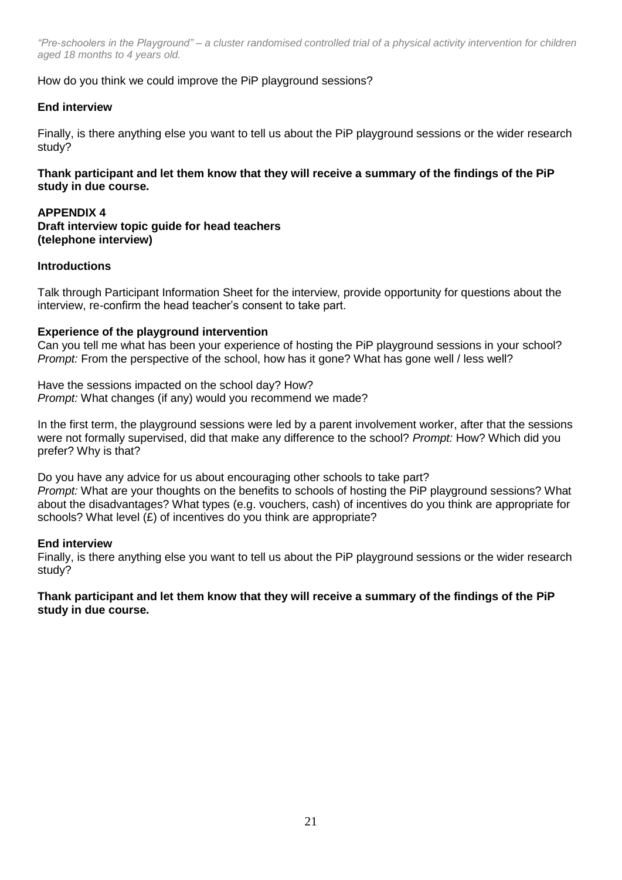How do you think we could improve the PiP playground sessions?

**End interview**

Finally, is there anything else you want to tell us about the PiP playground sessions or the wider research study?

**Thank participant and let them know that they will receive a summary of the findings of the PiP study in due course.**

**APPENDIX 4**
**Draft interview topic guide for head teachers**
**(telephone interview)**

**Introductions**

Talk through Participant Information Sheet for the interview, provide opportunity for questions about the interview, re-confirm the head teacher's consent to take part.

**Experience of the playground intervention**

Can you tell me what has been your experience of hosting the PiP playground sessions in your school? *Prompt:* From the perspective of the school, how has it gone? What has gone well / less well?

Have the sessions impacted on the school day? How?
*Prompt:* What changes (if any) would you recommend we made?

In the first term, the playground sessions were led by a parent involvement worker, after that the sessions were not formally supervised, did that make any difference to the school? *Prompt:* How? Which did you prefer? Why is that?

Do you have any advice for us about encouraging other schools to take part?
*Prompt:* What are your thoughts on the benefits to schools of hosting the PiP playground sessions? What about the disadvantages? What types (e.g. vouchers, cash) of incentives do you think are appropriate for schools? What level (£) of incentives do you think are appropriate?

**End interview**

Finally, is there anything else you want to tell us about the PiP playground sessions or the wider research study?

**Thank participant and let them know that they will receive a summary of the findings of the PiP study in due course.**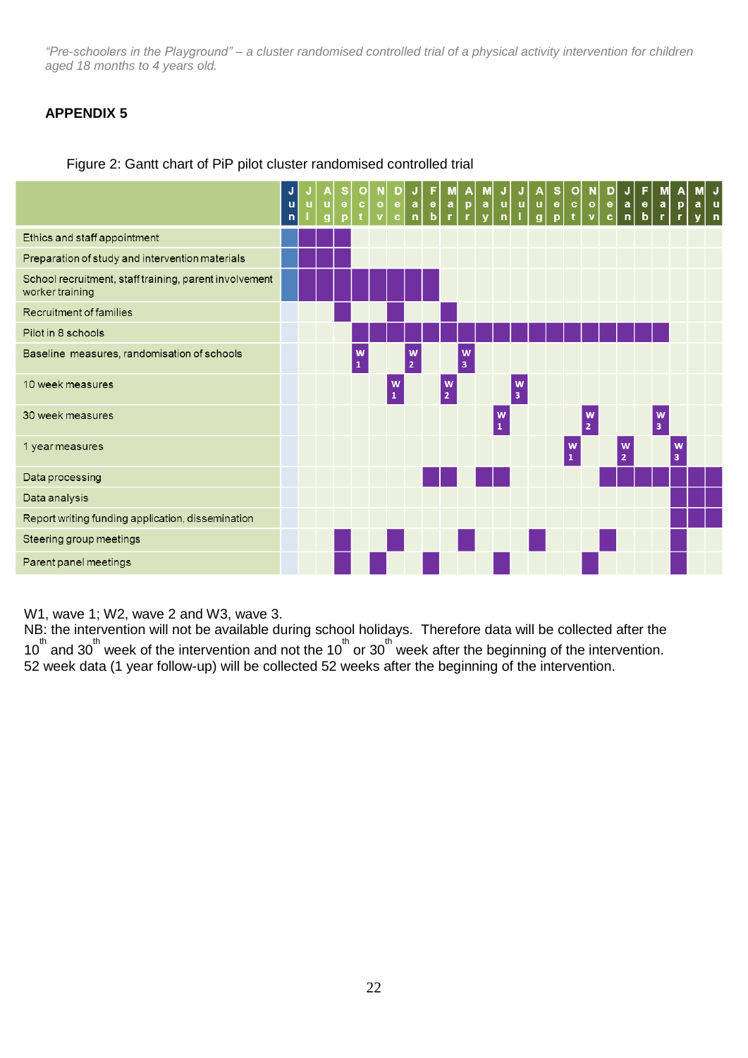## APPENDIX 5

Figure 2: Gantt chart of PiP pilot cluster randomised controlled trial

Jun Jul Aug Sep Oct Nov Dec Jan Feb Mar Apr May Jun Jul Aug Sep Oct Nov Dec Jan Feb Mar Apr May Jun

Ethics and staff appointment

Preparation of study and intervention materials

School recruitment, staff training, parent involvement worker training

Recruitment of families

Pilot in 8 schools

Baseline measures, randomisation of schools — W1, W2, W3

10 week measures — W1, W2, W3

30 week measures — W1, W2, W3

1 year measures — W1, W2, W3

Data processing

Data analysis

Report writing funding application, dissemination

Steering group meetings

Parent panel meetings

W1, wave 1; W2, wave 2 and W3, wave 3.

NB: the intervention will not be available during school holidays. Therefore data will be collected after the 10th and 30th week of the intervention and not the 10th or 30th week after the beginning of the intervention. 52 week data (1 year follow-up) will be collected 52 weeks after the beginning of the intervention.